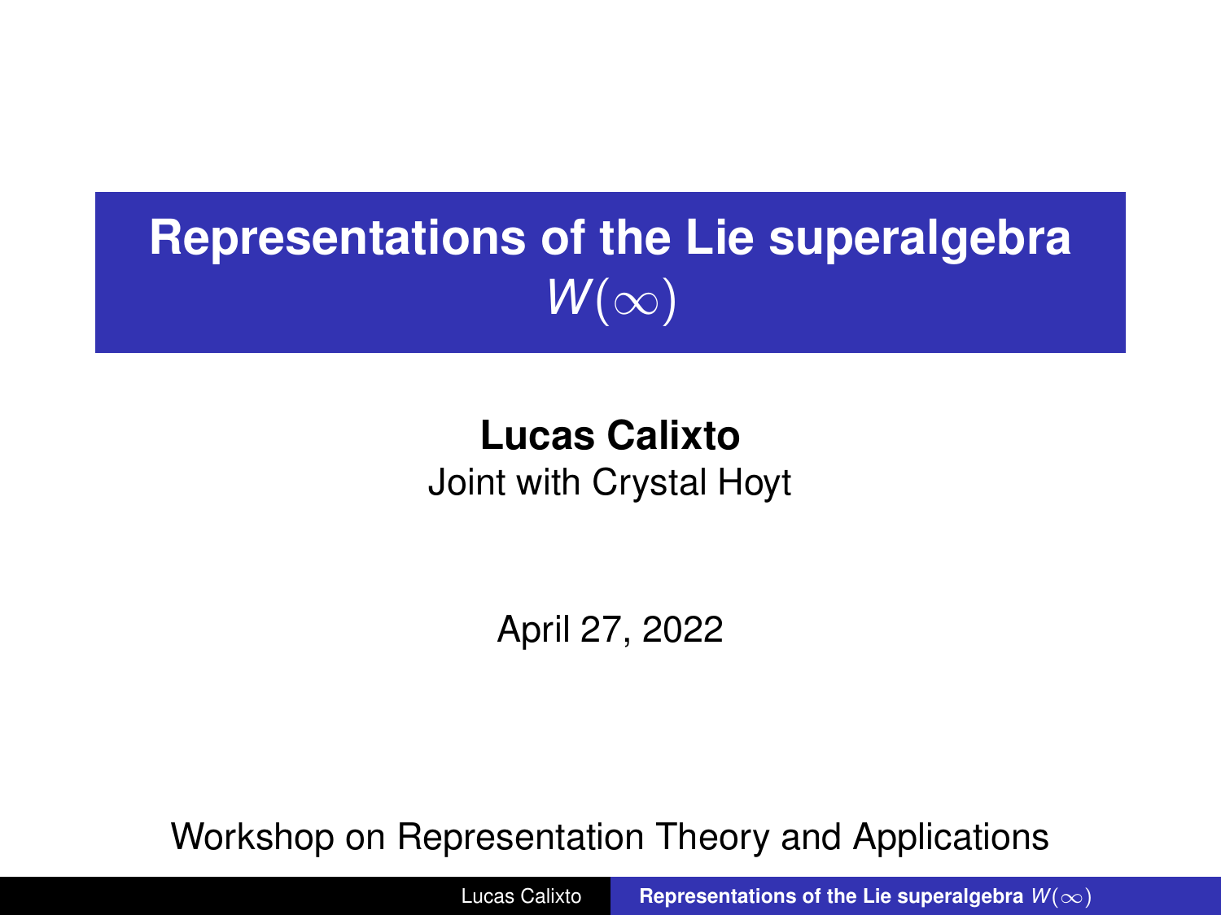# Representations of the Lie superalgebra $W(\infty)$

**Lucas Calixto**

Joint with Crystal Hoyt

April 27, 2022

Workshop on Representation Theory and Applications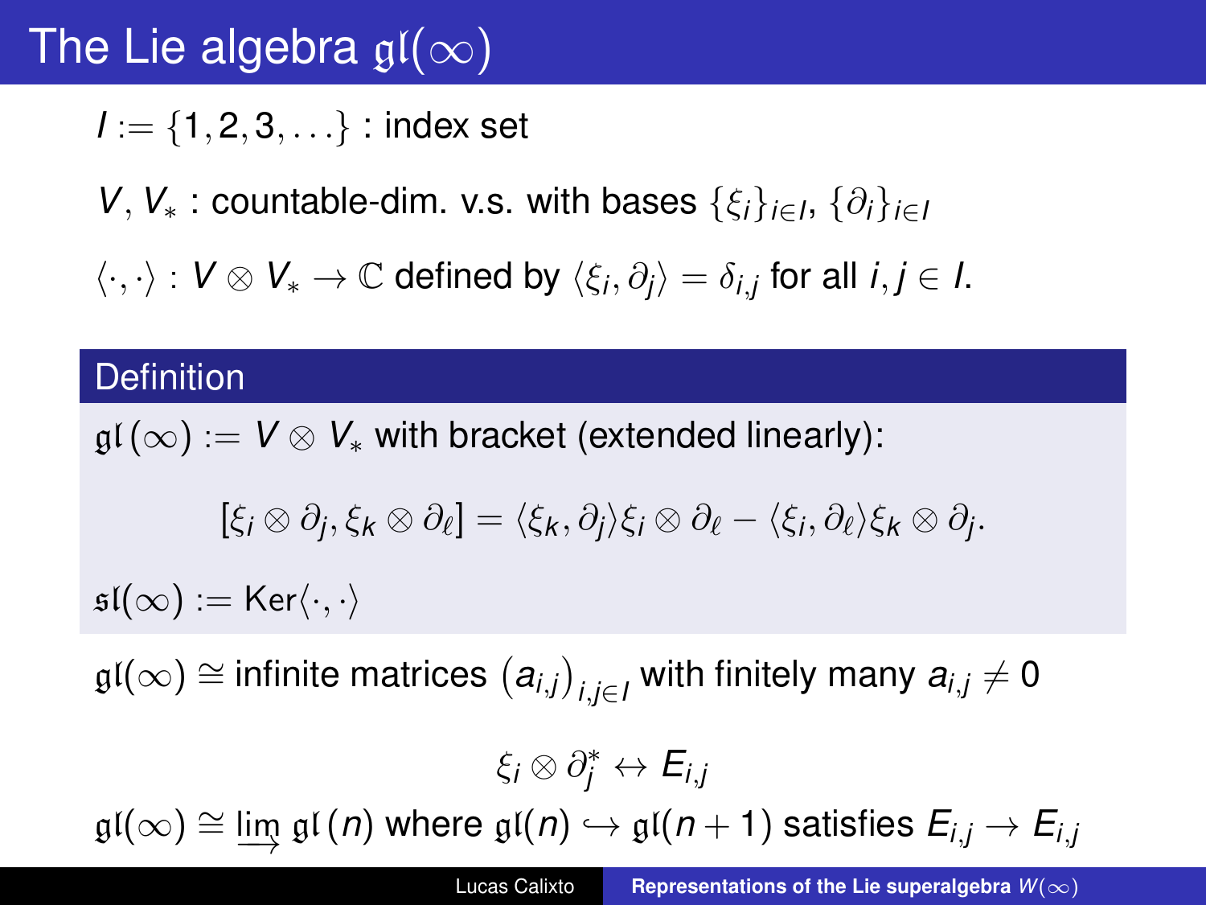# The Lie algebra $\mathfrak{gl}(\infty)$

$I := \{1, 2, 3, \ldots\}$ : index set

$V$, $V_*$ : countable-dim. v.s. with bases $\{\xi_i\}_{i \in I}$, $\{\partial_i\}_{i \in I}$

$\langle \cdot, \cdot \rangle : V \otimes V_* \to \mathbb{C}$ defined by $\langle \xi_i, \partial_j \rangle = \delta_{i,j}$ for all $i, j \in I$.

**Definition**

$\mathfrak{gl}(\infty) := V \otimes V_*$ with bracket (extended linearly):

$$[\xi_i \otimes \partial_j, \xi_k \otimes \partial_\ell] = \langle \xi_k, \partial_j \rangle \xi_i \otimes \partial_\ell - \langle \xi_i, \partial_\ell \rangle \xi_k \otimes \partial_j.$$

$\mathfrak{sl}(\infty) := \mathrm{Ker}\langle \cdot, \cdot \rangle$

$\mathfrak{gl}(\infty) \cong$ infinite matrices $(a_{i,j})_{i,j \in I}$ with finitely many $a_{i,j} \neq 0$

$$\xi_i \otimes \partial_j^* \leftrightarrow E_{i,j}$$

$\mathfrak{gl}(\infty) \cong \varinjlim \mathfrak{gl}(n)$ where $\mathfrak{gl}(n) \hookrightarrow \mathfrak{gl}(n+1)$ satisfies $E_{i,j} \to E_{i,j}$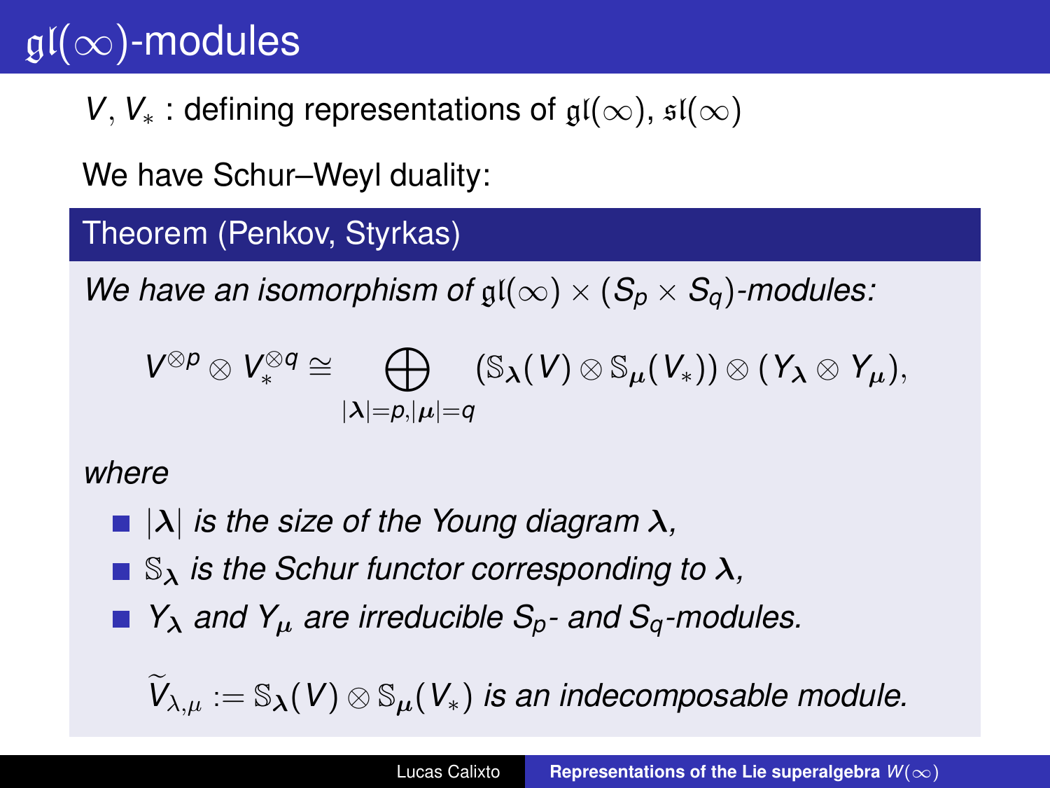# $\mathfrak{gl}(\infty)$-modules

$V, V_*$ : defining representations of $\mathfrak{gl}(\infty)$, $\mathfrak{sl}(\infty)$

We have Schur–Weyl duality:

**Theorem (Penkov, Styrkas)**

*We have an isomorphism of $\mathfrak{gl}(\infty) \times (S_p \times S_q)$-modules:*

$$V^{\otimes p} \otimes V_*^{\otimes q} \cong \bigoplus_{|\boldsymbol{\lambda}|=p, |\boldsymbol{\mu}|=q} (\mathbb{S}_{\boldsymbol{\lambda}}(V) \otimes \mathbb{S}_{\boldsymbol{\mu}}(V_*)) \otimes (Y_{\boldsymbol{\lambda}} \otimes Y_{\boldsymbol{\mu}}),$$

*where*

- $|\boldsymbol{\lambda}|$ *is the size of the Young diagram* $\boldsymbol{\lambda}$,
- $\mathbb{S}_{\boldsymbol{\lambda}}$ *is the Schur functor corresponding to* $\boldsymbol{\lambda}$,
- $Y_{\boldsymbol{\lambda}}$ *and* $Y_{\boldsymbol{\mu}}$ *are irreducible* $S_p$- *and* $S_q$-*modules.*

$\widetilde{V}_{\lambda,\mu} := \mathbb{S}_{\boldsymbol{\lambda}}(V) \otimes \mathbb{S}_{\boldsymbol{\mu}}(V_*)$ *is an indecomposable module.*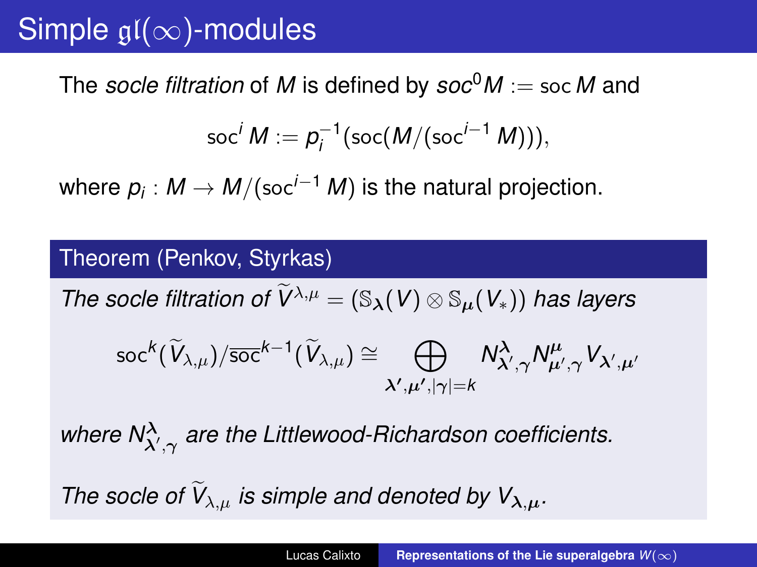# Simple $\mathfrak{gl}(\infty)$-modules

The *socle filtration* of $M$ is defined by $soc^0 M := \operatorname{soc} M$ and

$$\operatorname{soc}^i M := p_i^{-1}(\operatorname{soc}(M/(\operatorname{soc}^{i-1} M))),$$

where $p_i : M \to M/(\operatorname{soc}^{i-1} M)$ is the natural projection.

**Theorem (Penkov, Styrkas)**

*The socle filtration of* $\widetilde{V}^{\lambda,\mu} = (\mathbb{S}_{\boldsymbol{\lambda}}(V) \otimes \mathbb{S}_{\boldsymbol{\mu}}(V_*))$ *has layers*

$$\operatorname{soc}^k(\widetilde{V}_{\lambda,\mu})/\overline{\operatorname{soc}}^{k-1}(\widetilde{V}_{\lambda,\mu}) \cong \bigoplus_{\boldsymbol{\lambda}',\boldsymbol{\mu}',|\gamma|=k} N^{\boldsymbol{\lambda}}_{\boldsymbol{\lambda}',\gamma} N^{\boldsymbol{\mu}}_{\boldsymbol{\mu}',\gamma} V_{\boldsymbol{\lambda}',\boldsymbol{\mu}'}$$

*where* $N^{\boldsymbol{\lambda}}_{\boldsymbol{\lambda}',\gamma}$ *are the Littlewood-Richardson coefficients.*

*The socle of* $\widetilde{V}_{\lambda,\mu}$ *is simple and denoted by* $V_{\boldsymbol{\lambda},\boldsymbol{\mu}}$*.*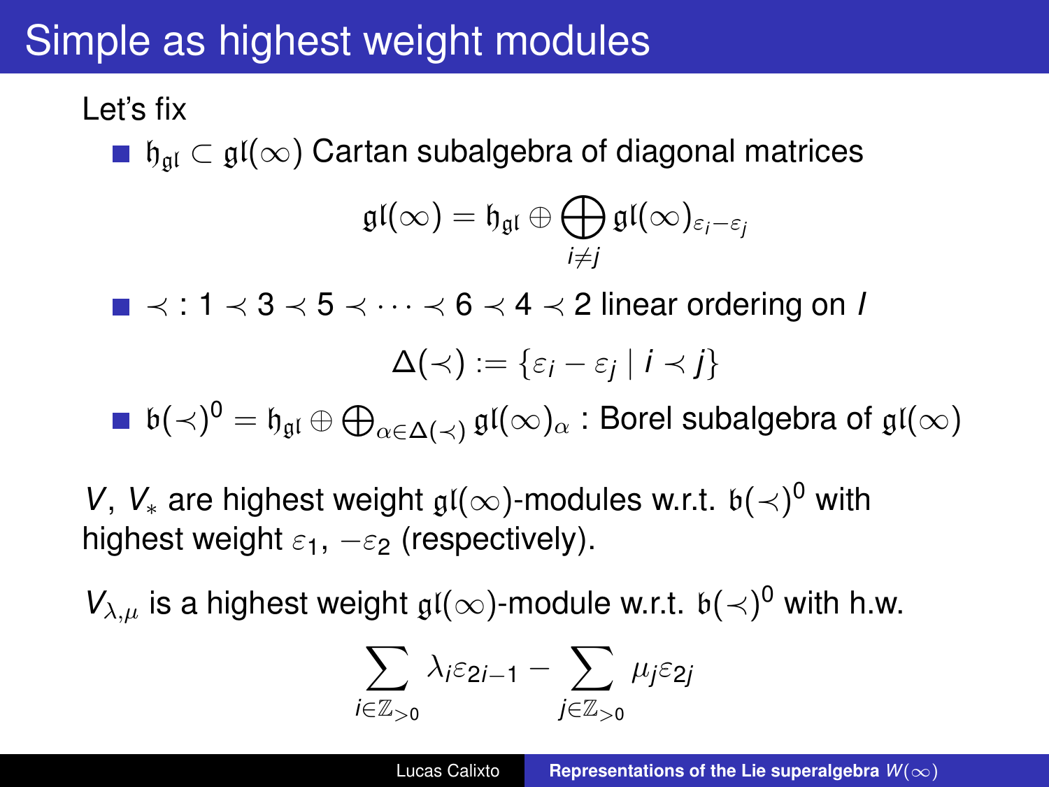# Simple as highest weight modules

Let's fix

- $\mathfrak{h}_{\mathfrak{gl}} \subset \mathfrak{gl}(\infty)$ Cartan subalgebra of diagonal matrices

$$\mathfrak{gl}(\infty) = \mathfrak{h}_{\mathfrak{gl}} \oplus \bigoplus_{i \neq j} \mathfrak{gl}(\infty)_{\varepsilon_i - \varepsilon_j}$$

- $\prec : 1 \prec 3 \prec 5 \prec \cdots \prec 6 \prec 4 \prec 2$ linear ordering on $I$

$$\Delta(\prec) := \{\varepsilon_i - \varepsilon_j \mid i \prec j\}$$

- $\mathfrak{b}(\prec)^0 = \mathfrak{h}_{\mathfrak{gl}} \oplus \bigoplus_{\alpha \in \Delta(\prec)} \mathfrak{gl}(\infty)_\alpha$ : Borel subalgebra of $\mathfrak{gl}(\infty)$

$V$, $V_*$ are highest weight $\mathfrak{gl}(\infty)$-modules w.r.t. $\mathfrak{b}(\prec)^0$ with highest weight $\varepsilon_1$, $-\varepsilon_2$ (respectively).

$V_{\lambda,\mu}$ is a highest weight $\mathfrak{gl}(\infty)$-module w.r.t. $\mathfrak{b}(\prec)^0$ with h.w.

$$\sum_{i \in \mathbb{Z}_{>0}} \lambda_i \varepsilon_{2i-1} - \sum_{j \in \mathbb{Z}_{>0}} \mu_j \varepsilon_{2j}$$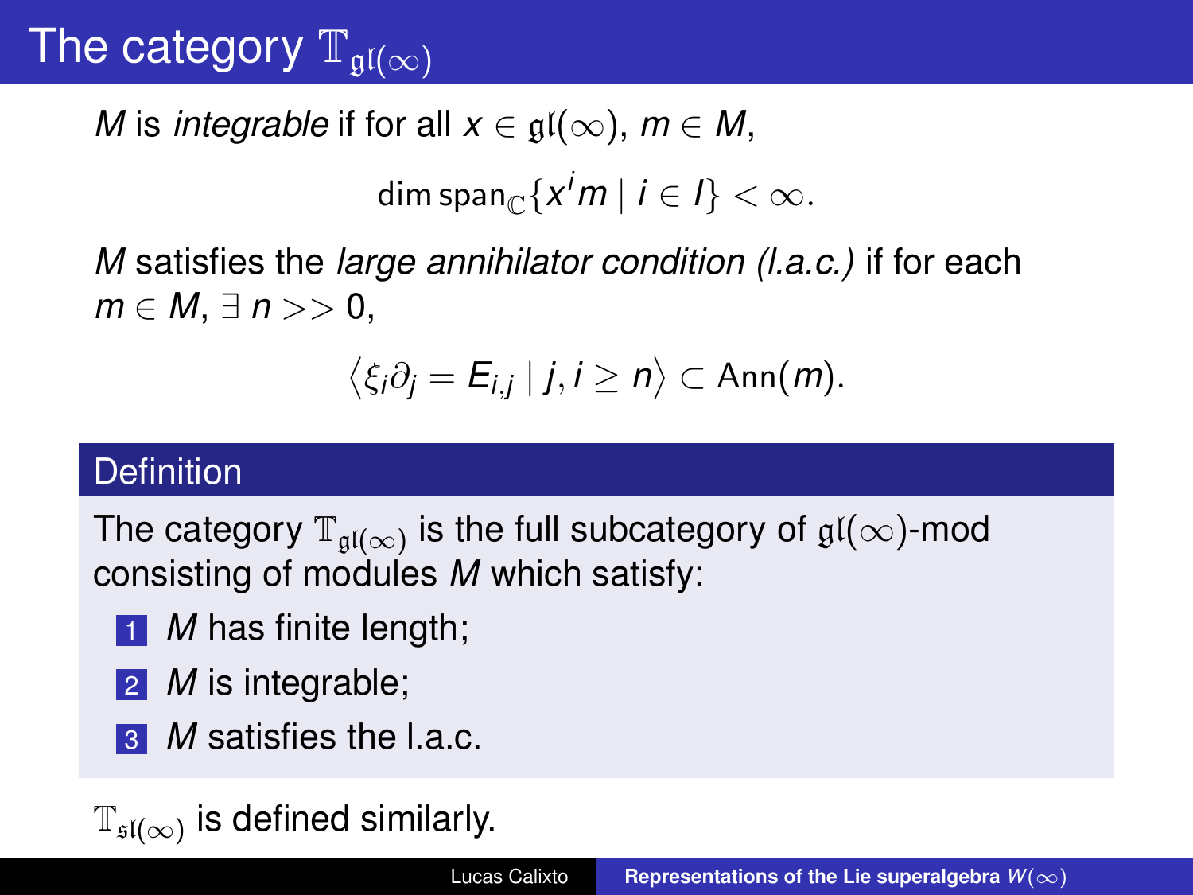# The category $\mathbb{T}_{\mathfrak{gl}(\infty)}$

$M$ is *integrable* if for all $x \in \mathfrak{gl}(\infty)$, $m \in M$,

$$\dim \operatorname{span}_{\mathbb{C}}\{x^i m \mid i \in I\} < \infty.$$

$M$ satisfies the *large annihilator condition (l.a.c.)* if for each $m \in M$, $\exists\, n >> 0$,

$$\langle \xi_i \partial_j = E_{i,j} \mid j, i \geq n \rangle \subset \operatorname{Ann}(m).$$

**Definition**

The category $\mathbb{T}_{\mathfrak{gl}(\infty)}$ is the full subcategory of $\mathfrak{gl}(\infty)$-mod consisting of modules $M$ which satisfy:

1. $M$ has finite length;
2. $M$ is integrable;
3. $M$ satisfies the l.a.c.

$\mathbb{T}_{\mathfrak{sl}(\infty)}$ is defined similarly.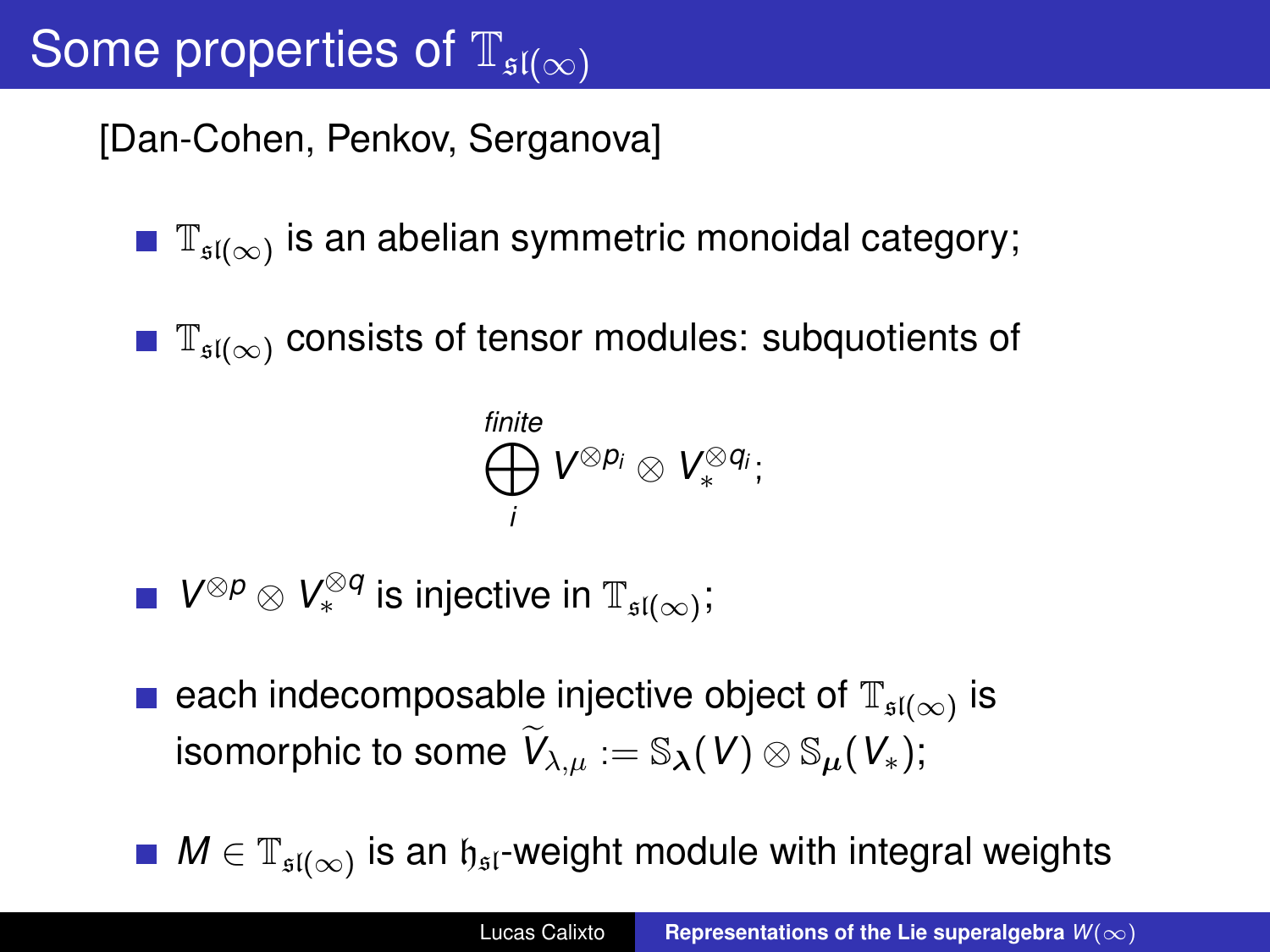# Some properties of $\mathbb{T}_{\mathfrak{sl}(\infty)}$

[Dan-Cohen, Penkov, Serganova]

- $\mathbb{T}_{\mathfrak{sl}(\infty)}$ is an abelian symmetric monoidal category;
- $\mathbb{T}_{\mathfrak{sl}(\infty)}$ consists of tensor modules: subquotients of

$$\bigoplus_{i}^{\textit{finite}} V^{\otimes p_i} \otimes V_*^{\otimes q_i};$$

- $V^{\otimes p} \otimes V_*^{\otimes q}$ is injective in $\mathbb{T}_{\mathfrak{sl}(\infty)}$;
- each indecomposable injective object of $\mathbb{T}_{\mathfrak{sl}(\infty)}$ is isomorphic to some $\widetilde{V}_{\lambda,\mu} := \mathbb{S}_{\boldsymbol{\lambda}}(V) \otimes \mathbb{S}_{\boldsymbol{\mu}}(V_*)$;
- $M \in \mathbb{T}_{\mathfrak{sl}(\infty)}$ is an $\mathfrak{h}_{\mathfrak{sl}}$-weight module with integral weights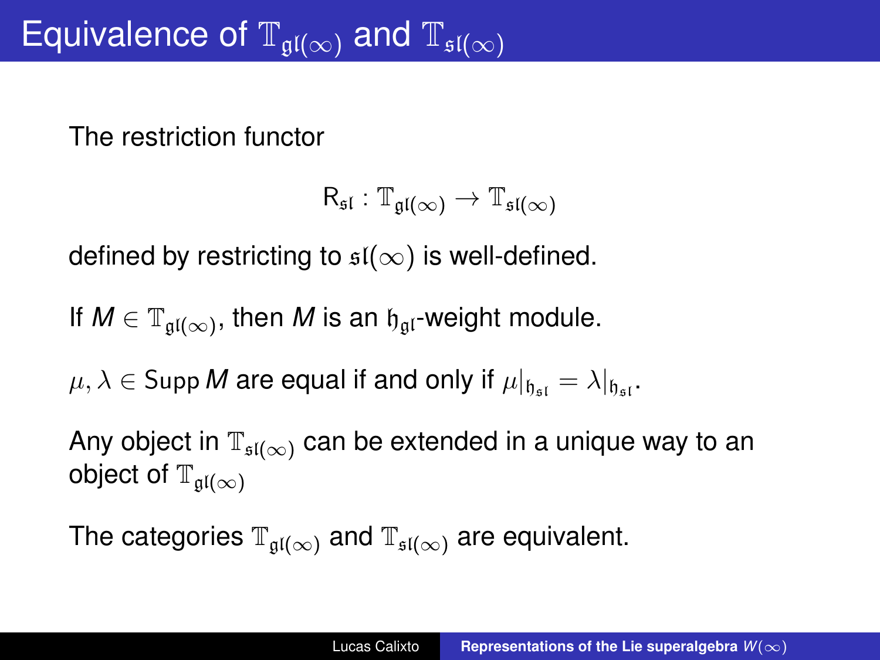# Equivalence of $\mathbb{T}_{\mathfrak{gl}(\infty)}$ and $\mathbb{T}_{\mathfrak{sl}(\infty)}$

The restriction functor

$$\mathsf{R}_{\mathfrak{sl}} : \mathbb{T}_{\mathfrak{gl}(\infty)} \to \mathbb{T}_{\mathfrak{sl}(\infty)}$$

defined by restricting to $\mathfrak{sl}(\infty)$ is well-defined.

If $M \in \mathbb{T}_{\mathfrak{gl}(\infty)}$, then $M$ is an $\mathfrak{h}_{\mathfrak{gl}}$-weight module.

$\mu, \lambda \in \operatorname{Supp} M$ are equal if and only if $\mu|_{\mathfrak{h}_{\mathfrak{sl}}} = \lambda|_{\mathfrak{h}_{\mathfrak{sl}}}$.

Any object in $\mathbb{T}_{\mathfrak{sl}(\infty)}$ can be extended in a unique way to an object of $\mathbb{T}_{\mathfrak{gl}(\infty)}$

The categories $\mathbb{T}_{\mathfrak{gl}(\infty)}$ and $\mathbb{T}_{\mathfrak{sl}(\infty)}$ are equivalent.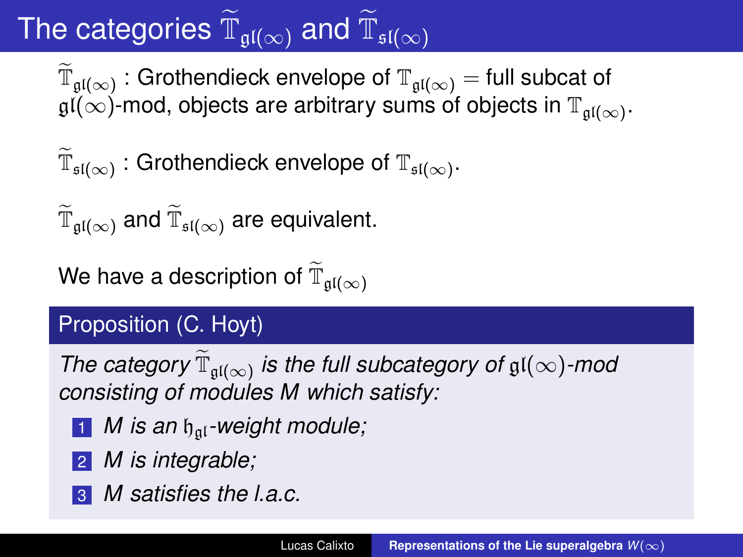# The categories $\widetilde{\mathbb{T}}_{\mathfrak{gl}(\infty)}$ and $\widetilde{\mathbb{T}}_{\mathfrak{sl}(\infty)}$

$\widetilde{\mathbb{T}}_{\mathfrak{gl}(\infty)}$ : Grothendieck envelope of $\mathbb{T}_{\mathfrak{gl}(\infty)}$ = full subcat of $\mathfrak{gl}(\infty)$-mod, objects are arbitrary sums of objects in $\mathbb{T}_{\mathfrak{gl}(\infty)}$.

$\widetilde{\mathbb{T}}_{\mathfrak{sl}(\infty)}$ : Grothendieck envelope of $\mathbb{T}_{\mathfrak{sl}(\infty)}$.

$\widetilde{\mathbb{T}}_{\mathfrak{gl}(\infty)}$ and $\widetilde{\mathbb{T}}_{\mathfrak{sl}(\infty)}$ are equivalent.

We have a description of $\widetilde{\mathbb{T}}_{\mathfrak{gl}(\infty)}$

**Proposition (C. Hoyt)**

*The category $\widetilde{\mathbb{T}}_{\mathfrak{gl}(\infty)}$ is the full subcategory of $\mathfrak{gl}(\infty)$-mod consisting of modules $M$ which satisfy:*

1. *$M$ is an $\mathfrak{h}_{\mathfrak{gl}}$-weight module;*
2. *$M$ is integrable;*
3. *$M$ satisfies the l.a.c.*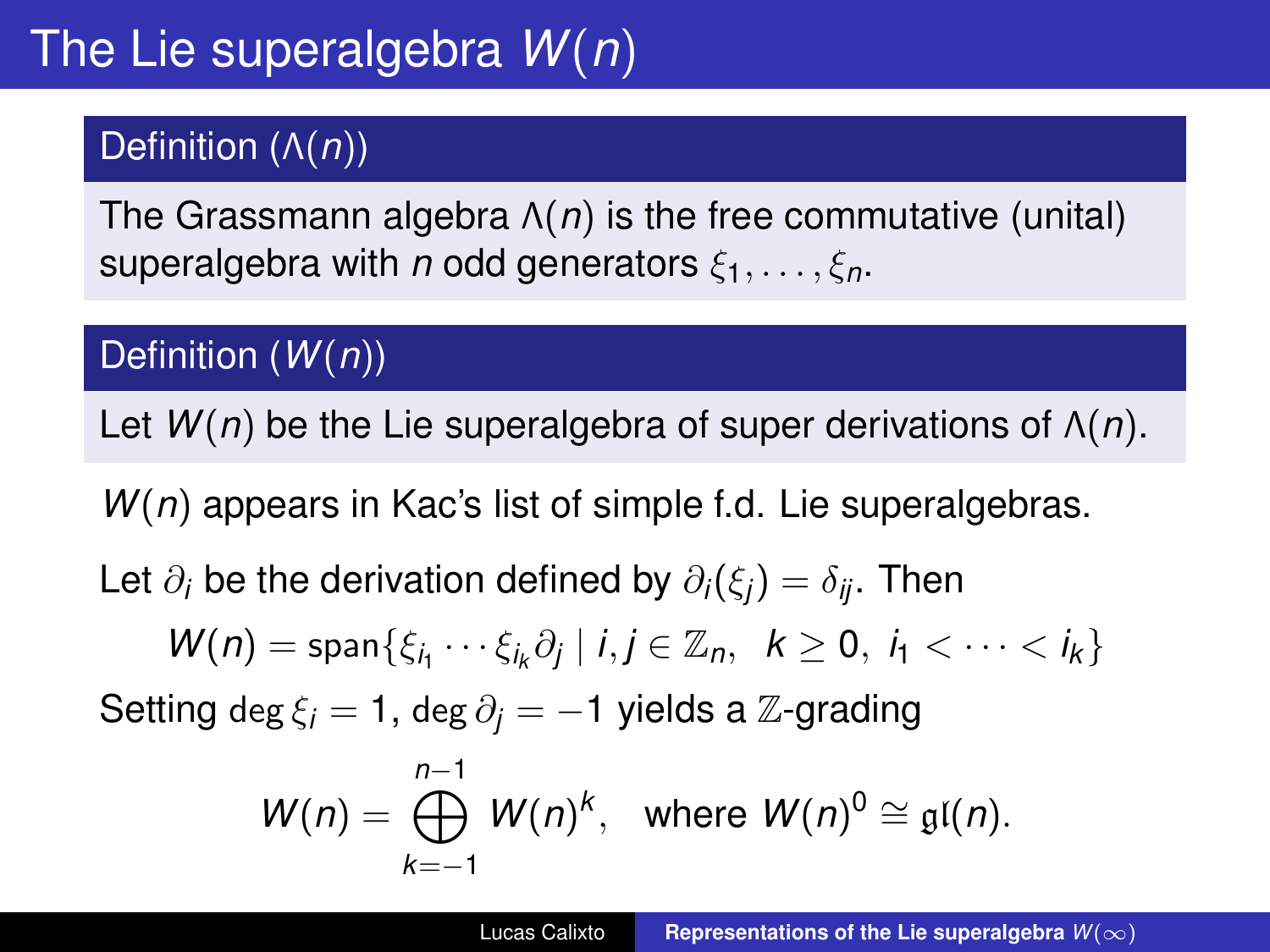# The Lie superalgebra $W(n)$

**Definition ($\Lambda(n)$)**

The Grassmann algebra $\Lambda(n)$ is the free commutative (unital) superalgebra with $n$ odd generators $\xi_1, \ldots, \xi_n$.

**Definition ($W(n)$)**

Let $W(n)$ be the Lie superalgebra of super derivations of $\Lambda(n)$.

$W(n)$ appears in Kac's list of simple f.d. Lie superalgebras.

Let $\partial_i$ be the derivation defined by $\partial_i(\xi_j) = \delta_{ij}$. Then

$$W(n) = \operatorname{span}\{\xi_{i_1} \cdots \xi_{i_k} \partial_j \mid i, j \in \mathbb{Z}_n, \;\; k \geq 0, \; i_1 < \cdots < i_k\}$$

Setting $\deg \xi_i = 1$, $\deg \partial_j = -1$ yields a $\mathbb{Z}$-grading

$$W(n) = \bigoplus_{k=-1}^{n-1} W(n)^k, \quad \text{where } W(n)^0 \cong \mathfrak{gl}(n).$$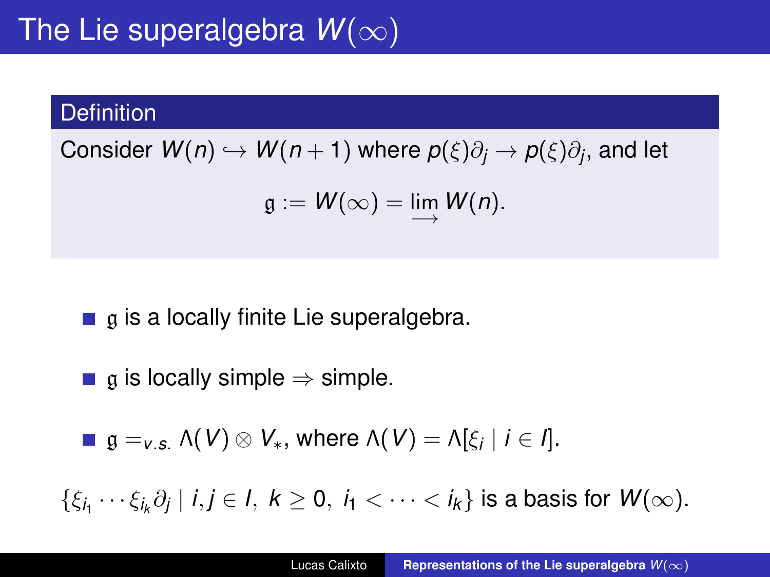# The Lie superalgebra $W(\infty)$

**Definition**

Consider $W(n) \hookrightarrow W(n+1)$ where $p(\xi)\partial_j \to p(\xi)\partial_j$, and let

$$\mathfrak{g} := W(\infty) = \varinjlim W(n).$$

- $\mathfrak{g}$ is a locally finite Lie superalgebra.
- $\mathfrak{g}$ is locally simple $\Rightarrow$ simple.
- $\mathfrak{g} =_{v.s.} \Lambda(V) \otimes V_*$, where $\Lambda(V) = \Lambda[\xi_i \mid i \in I]$.

$\{\xi_{i_1} \cdots \xi_{i_k} \partial_j \mid i, j \in I,\ k \geq 0,\ i_1 < \cdots < i_k\}$ is a basis for $W(\infty)$.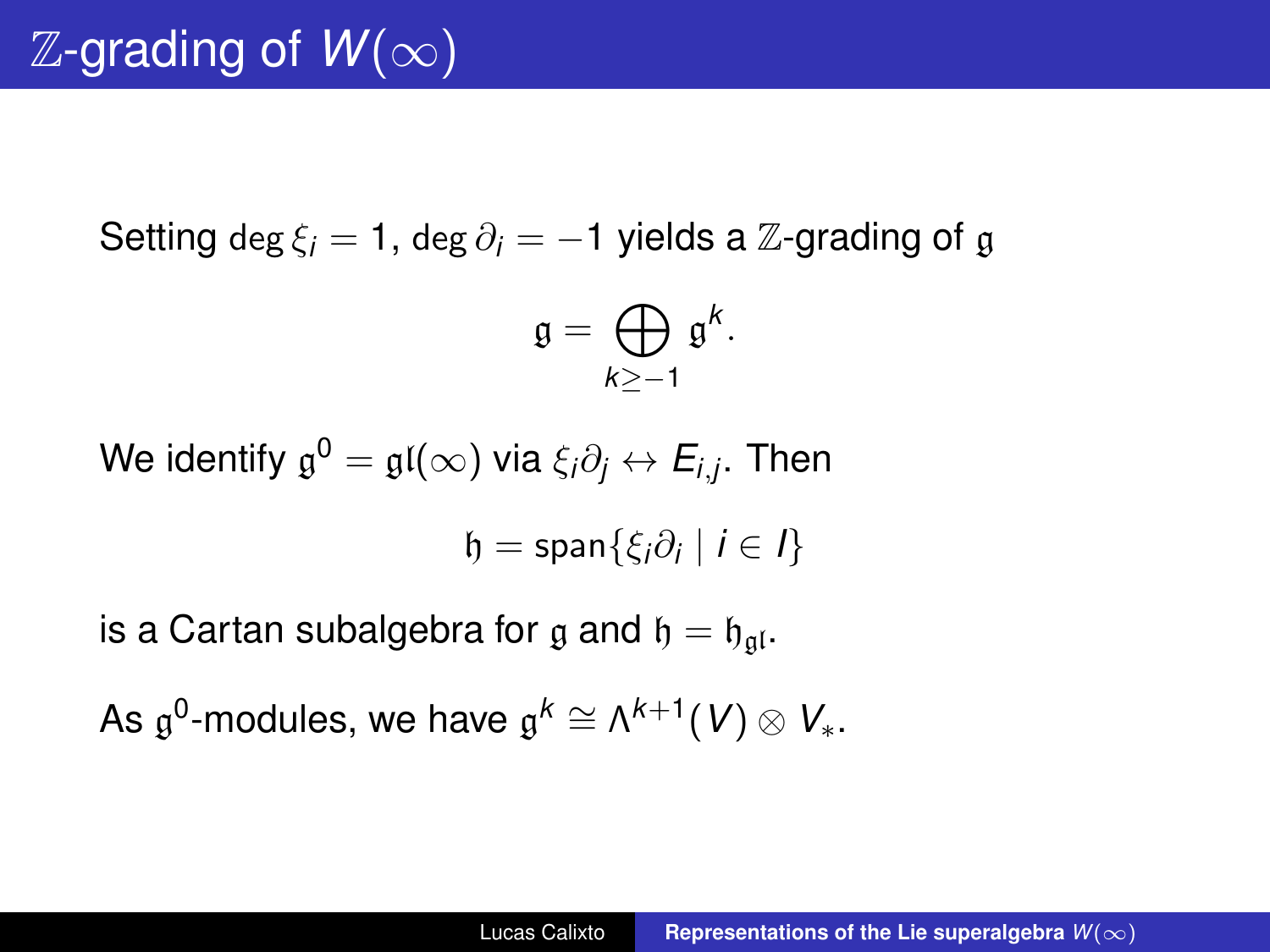# $\mathbb{Z}$-grading of $W(\infty)$

Setting $\deg \xi_i = 1$, $\deg \partial_i = -1$ yields a $\mathbb{Z}$-grading of $\mathfrak{g}$

$$\mathfrak{g} = \bigoplus_{k \geq -1} \mathfrak{g}^k.$$

We identify $\mathfrak{g}^0 = \mathfrak{gl}(\infty)$ via $\xi_i \partial_j \leftrightarrow E_{i,j}$. Then

$$\mathfrak{h} = \mathrm{span}\{\xi_i \partial_i \mid i \in I\}$$

is a Cartan subalgebra for $\mathfrak{g}$ and $\mathfrak{h} = \mathfrak{h}_{\mathfrak{gl}}$.

As $\mathfrak{g}^0$-modules, we have $\mathfrak{g}^k \cong \Lambda^{k+1}(V) \otimes V_*$.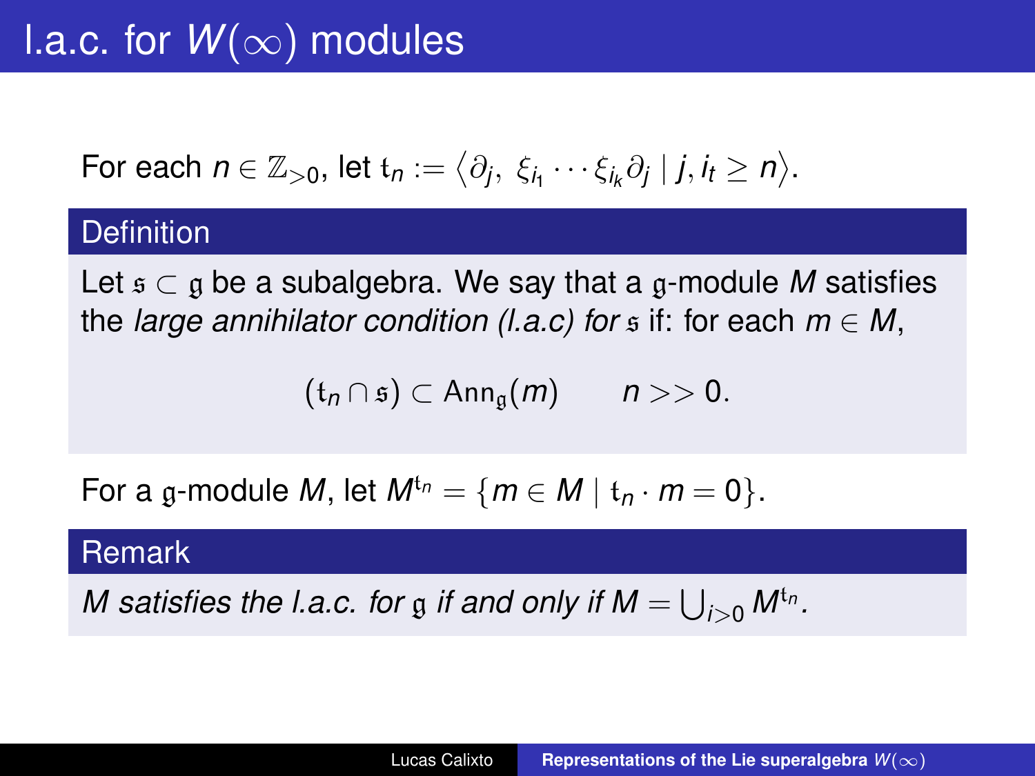# l.a.c. for $W(\infty)$ modules

For each $n \in \mathbb{Z}_{>0}$, let $\mathfrak{t}_n := \langle \partial_j,\ \xi_{i_1} \cdots \xi_{i_k} \partial_j \mid j, i_t \geq n \rangle$.

## Definition

Let $\mathfrak{s} \subset \mathfrak{g}$ be a subalgebra. We say that a $\mathfrak{g}$-module $M$ satisfies the *large annihilator condition (l.a.c) for* $\mathfrak{s}$ if: for each $m \in M$,

$$(\mathfrak{t}_n \cap \mathfrak{s}) \subset \mathrm{Ann}_{\mathfrak{g}}(m) \qquad n >> 0.$$

For a $\mathfrak{g}$-module $M$, let $M^{\mathfrak{t}_n} = \{m \in M \mid \mathfrak{t}_n \cdot m = 0\}$.

## Remark

*$M$ satisfies the l.a.c. for $\mathfrak{g}$ if and only if $M = \bigcup_{i>0} M^{\mathfrak{t}_n}$.*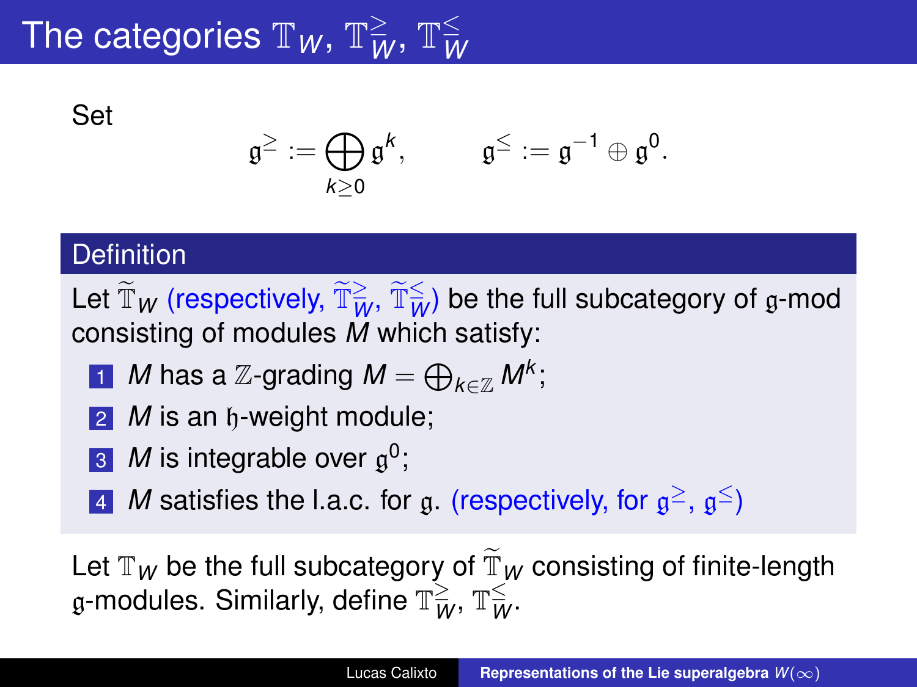# The categories $\mathbb{T}_W$, $\mathbb{T}_W^{\geq}$, $\mathbb{T}_W^{\leq}$

Set

$$\mathfrak{g}^{\geq} := \bigoplus_{k \geq 0} \mathfrak{g}^k, \qquad \mathfrak{g}^{\leq} := \mathfrak{g}^{-1} \oplus \mathfrak{g}^0.$$

## Definition

Let $\widetilde{\mathbb{T}}_W$ (respectively, $\widetilde{\mathbb{T}}_W^{\geq}$, $\widetilde{\mathbb{T}}_W^{\leq}$) be the full subcategory of $\mathfrak{g}$-mod consisting of modules $M$ which satisfy:

1. $M$ has a $\mathbb{Z}$-grading $M = \bigoplus_{k \in \mathbb{Z}} M^k$;
2. $M$ is an $\mathfrak{h}$-weight module;
3. $M$ is integrable over $\mathfrak{g}^0$;
4. $M$ satisfies the l.a.c. for $\mathfrak{g}$. (respectively, for $\mathfrak{g}^{\geq}$, $\mathfrak{g}^{\leq}$)

Let $\mathbb{T}_W$ be the full subcategory of $\widetilde{\mathbb{T}}_W$ consisting of finite-length $\mathfrak{g}$-modules. Similarly, define $\mathbb{T}_W^{\geq}$, $\mathbb{T}_W^{\leq}$.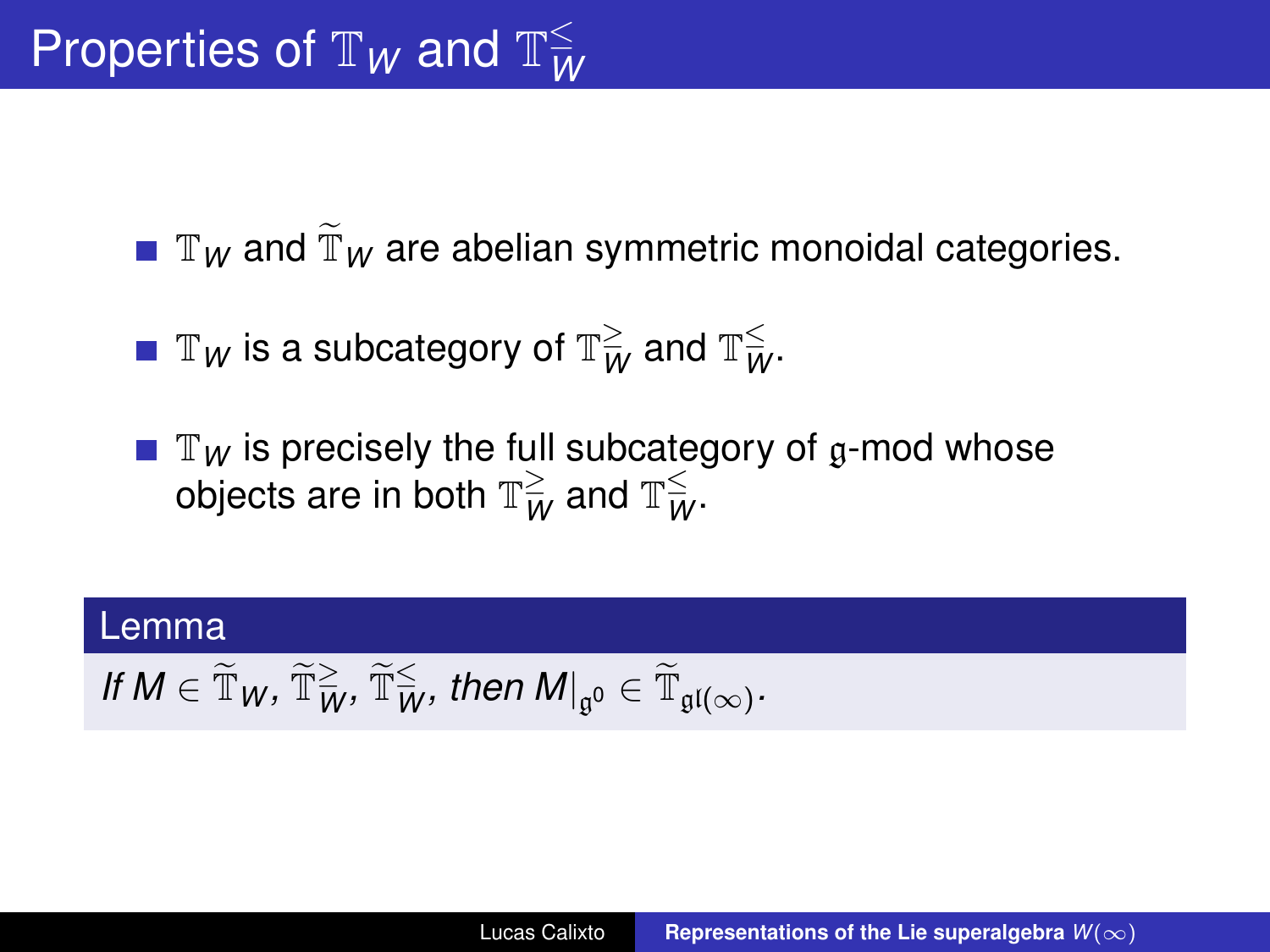# Properties of $\mathbb{T}_W$ and $\mathbb{T}_W^{\leq}$

- $\mathbb{T}_W$ and $\widetilde{\mathbb{T}}_W$ are abelian symmetric monoidal categories.
- $\mathbb{T}_W$ is a subcategory of $\mathbb{T}_W^{\geq}$ and $\mathbb{T}_W^{\leq}$.
- $\mathbb{T}_W$ is precisely the full subcategory of $\mathfrak{g}$-mod whose objects are in both $\mathbb{T}_W^{\geq}$ and $\mathbb{T}_W^{\leq}$.

**Lemma**

*If $M \in \widetilde{\mathbb{T}}_W, \widetilde{\mathbb{T}}_W^{\geq}, \widetilde{\mathbb{T}}_W^{\leq}$, then $M|_{\mathfrak{g}^0} \in \widetilde{\mathbb{T}}_{\mathfrak{gl}(\infty)}$.*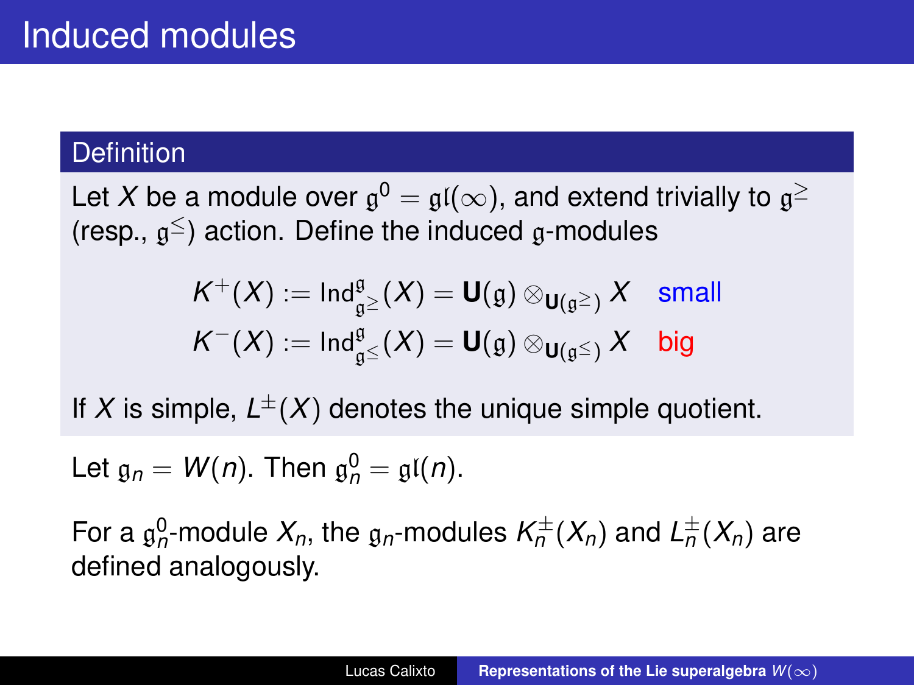# Induced modules

### Definition

Let $X$ be a module over $\mathfrak{g}^0 = \mathfrak{gl}(\infty)$, and extend trivially to $\mathfrak{g}^{\geq}$ (resp., $\mathfrak{g}^{\leq}$) action. Define the induced $\mathfrak{g}$-modules

$$K^+(X) := \mathrm{Ind}_{\mathfrak{g}^{\geq}}^{\mathfrak{g}}(X) = \mathbf{U}(\mathfrak{g}) \otimes_{\mathbf{U}(\mathfrak{g}^{\geq})} X \quad \text{small}$$

$$K^-(X) := \mathrm{Ind}_{\mathfrak{g}^{\leq}}^{\mathfrak{g}}(X) = \mathbf{U}(\mathfrak{g}) \otimes_{\mathbf{U}(\mathfrak{g}^{\leq})} X \quad \text{big}$$

If $X$ is simple, $L^{\pm}(X)$ denotes the unique simple quotient.

Let $\mathfrak{g}_n = W(n)$. Then $\mathfrak{g}_n^0 = \mathfrak{gl}(n)$.

For a $\mathfrak{g}_n^0$-module $X_n$, the $\mathfrak{g}_n$-modules $K_n^{\pm}(X_n)$ and $L_n^{\pm}(X_n)$ are defined analogously.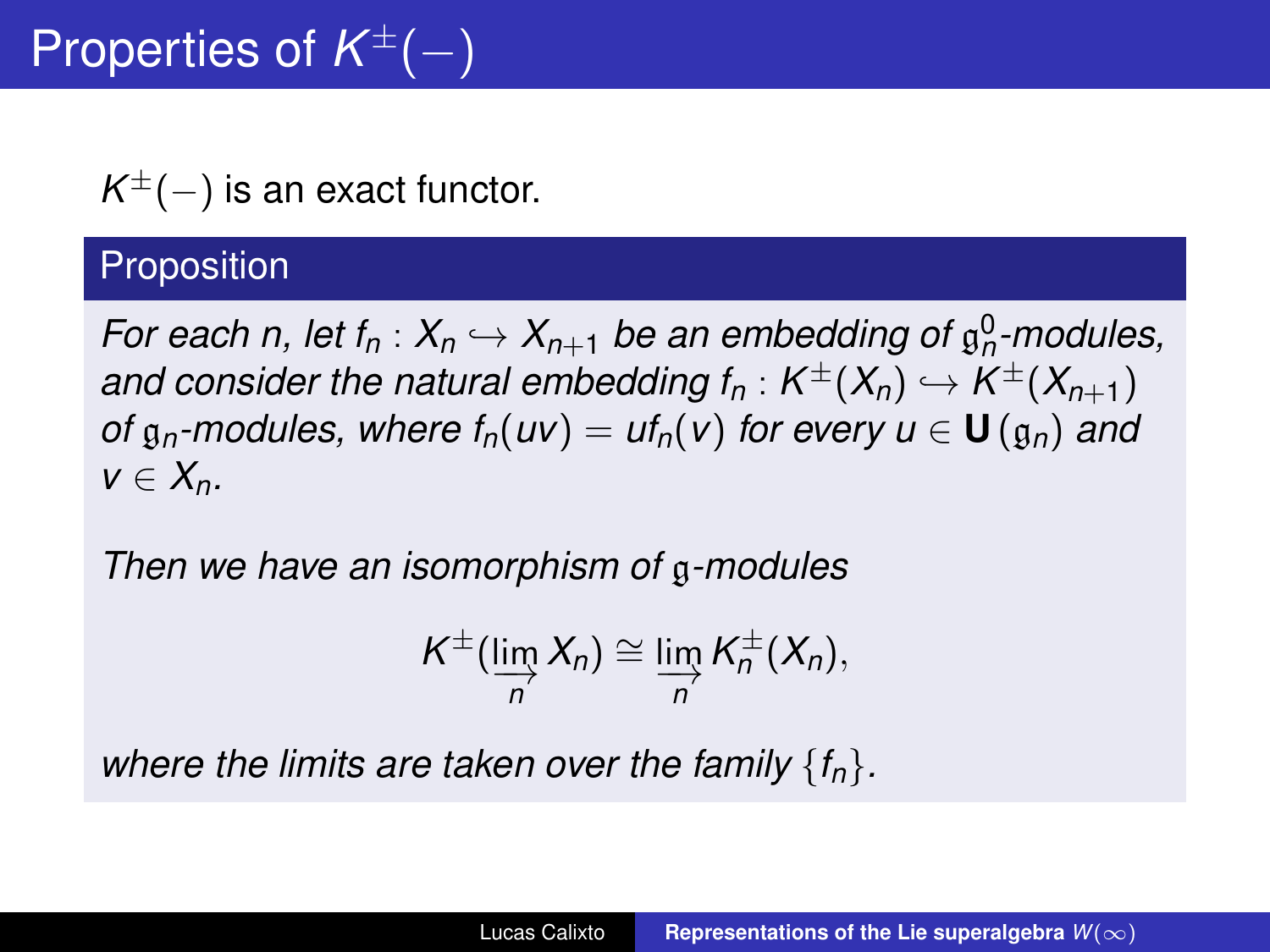# Properties of $K^{\pm}(-)$

$K^{\pm}(-)$ is an exact functor.

### Proposition

*For each n, let $f_n : X_n \hookrightarrow X_{n+1}$ be an embedding of $\mathfrak{g}_n^0$-modules, and consider the natural embedding $f_n : K^{\pm}(X_n) \hookrightarrow K^{\pm}(X_{n+1})$ of $\mathfrak{g}_n$-modules, where $f_n(uv) = uf_n(v)$ for every $u \in \mathbf{U}(\mathfrak{g}_n)$ and $v \in X_n$.*

*Then we have an isomorphism of $\mathfrak{g}$-modules*

$$K^{\pm}(\varinjlim_n X_n) \cong \varinjlim_n K_n^{\pm}(X_n),$$

*where the limits are taken over the family $\{f_n\}$.*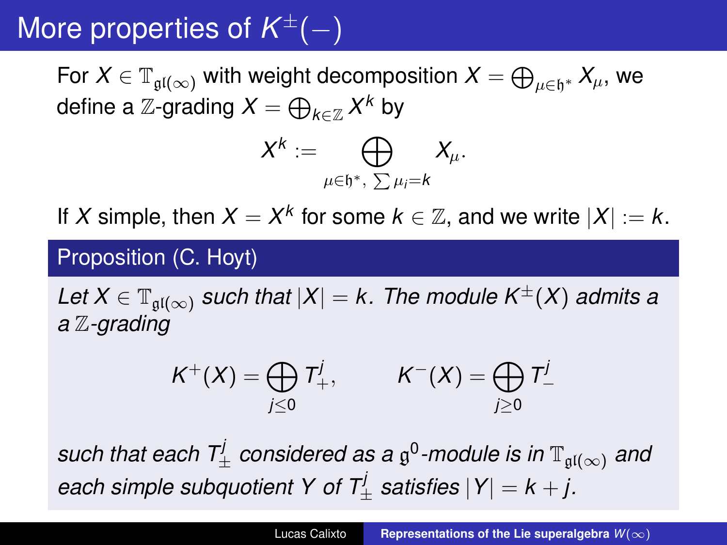# More properties of $K^{\pm}(-)$

For $X \in \mathbb{T}_{\mathfrak{gl}(\infty)}$ with weight decomposition $X = \bigoplus_{\mu\in\mathfrak{h}^*} X_\mu$, we define a $\mathbb{Z}$-grading $X = \bigoplus_{k\in\mathbb{Z}} X^k$ by

$$X^k := \bigoplus_{\mu\in\mathfrak{h}^*,\ \sum \mu_i = k} X_\mu.$$

If $X$ simple, then $X = X^k$ for some $k \in \mathbb{Z}$, and we write $|X| := k$.

**Proposition (C. Hoyt)**

*Let $X \in \mathbb{T}_{\mathfrak{gl}(\infty)}$ such that $|X| = k$. The module $K^{\pm}(X)$ admits a a $\mathbb{Z}$-grading*

$$K^{+}(X) = \bigoplus_{j\leq 0} T_{+}^{j}, \qquad K^{-}(X) = \bigoplus_{j\geq 0} T_{-}^{j}$$

*such that each $T_{\pm}^{j}$ considered as a $\mathfrak{g}^0$-module is in $\mathbb{T}_{\mathfrak{gl}(\infty)}$ and each simple subquotient $Y$ of $T_{\pm}^{j}$ satisfies $|Y| = k + j$.*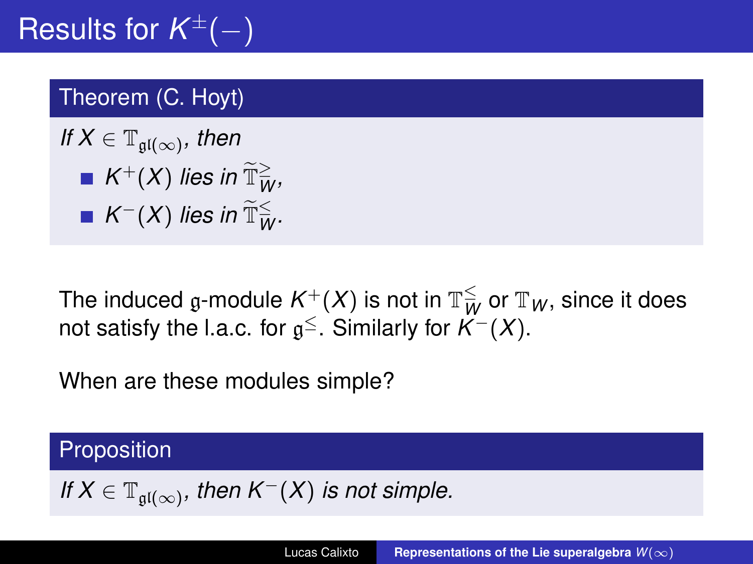# Results for $K^{\pm}(-)$

**Theorem (C. Hoyt)**

*If $X \in \mathbb{T}_{\mathfrak{gl}(\infty)}$, then*

- *$K^+(X)$ lies in $\widetilde{\mathbb{T}}_W^{\geq}$,*
- *$K^-(X)$ lies in $\widetilde{\mathbb{T}}_W^{\leq}$.*

The induced $\mathfrak{g}$-module $K^+(X)$ is not in $\mathbb{T}_W^{\leq}$ or $\mathbb{T}_W$, since it does not satisfy the l.a.c. for $\mathfrak{g}^{\leq}$. Similarly for $K^-(X)$.

When are these modules simple?

**Proposition**

*If $X \in \mathbb{T}_{\mathfrak{gl}(\infty)}$, then $K^-(X)$ is not simple.*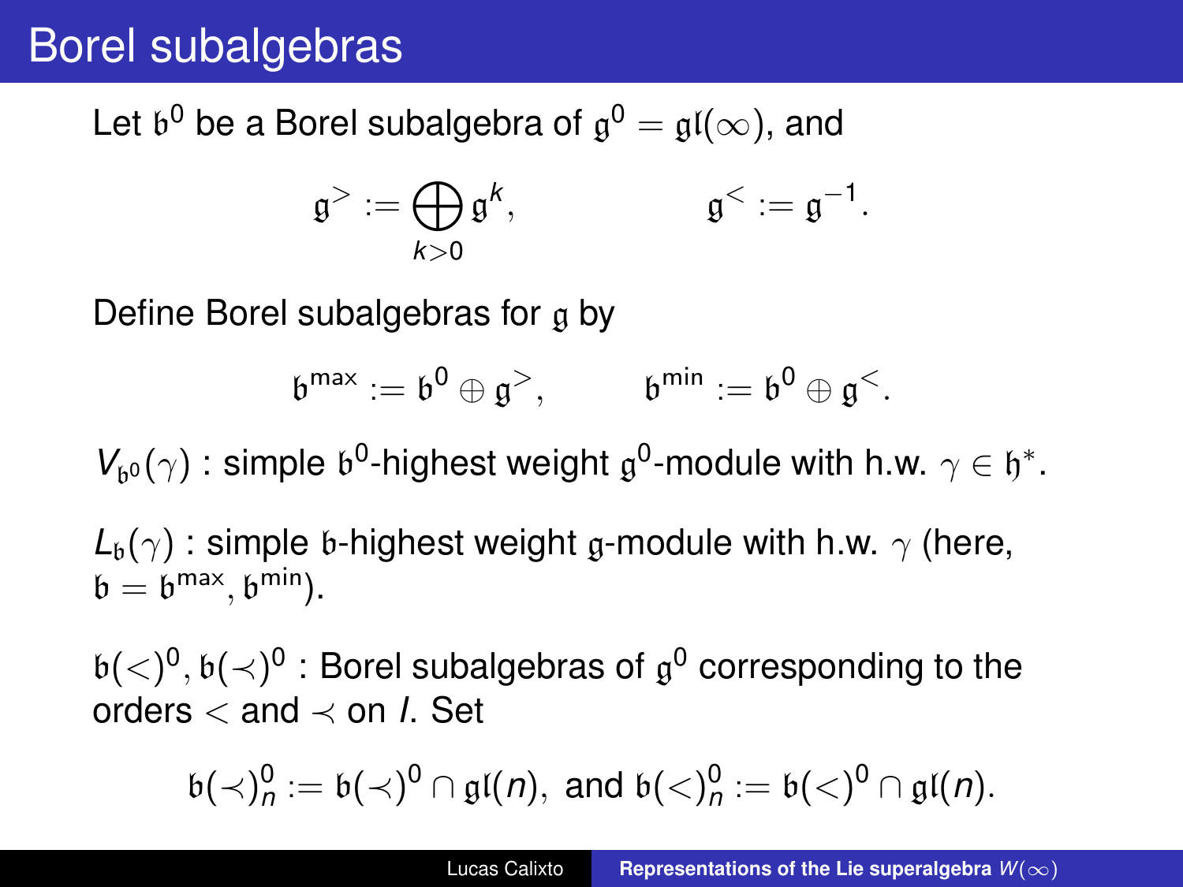# Borel subalgebras

Let $\mathfrak{b}^0$ be a Borel subalgebra of $\mathfrak{g}^0 = \mathfrak{gl}(\infty)$, and

$$\mathfrak{g}^{>} := \bigoplus_{k>0} \mathfrak{g}^k, \qquad \mathfrak{g}^{<} := \mathfrak{g}^{-1}.$$

Define Borel subalgebras for $\mathfrak{g}$ by

$$\mathfrak{b}^{\max} := \mathfrak{b}^0 \oplus \mathfrak{g}^{>}, \qquad \mathfrak{b}^{\min} := \mathfrak{b}^0 \oplus \mathfrak{g}^{<}.$$

$V_{\mathfrak{b}^0}(\gamma)$ : simple $\mathfrak{b}^0$-highest weight $\mathfrak{g}^0$-module with h.w. $\gamma \in \mathfrak{h}^*$.

$L_{\mathfrak{b}}(\gamma)$ : simple $\mathfrak{b}$-highest weight $\mathfrak{g}$-module with h.w. $\gamma$ (here, $\mathfrak{b} = \mathfrak{b}^{\max}, \mathfrak{b}^{\min}$).

$\mathfrak{b}(<)^0, \mathfrak{b}(\prec)^0$ : Borel subalgebras of $\mathfrak{g}^0$ corresponding to the orders $<$ and $\prec$ on $I$. Set

$$\mathfrak{b}(\prec)^0_n := \mathfrak{b}(\prec)^0 \cap \mathfrak{gl}(n), \text{ and } \mathfrak{b}(<)^0_n := \mathfrak{b}(<)^0 \cap \mathfrak{gl}(n).$$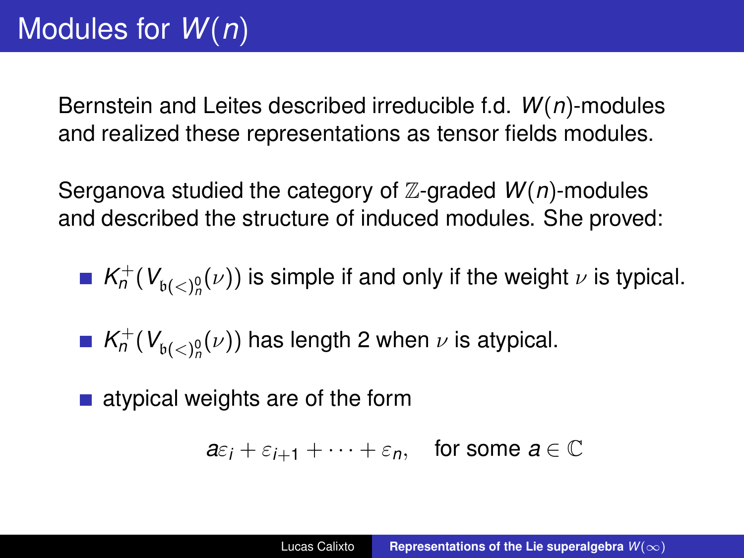# Modules for $W(n)$

Bernstein and Leites described irreducible f.d. $W(n)$-modules and realized these representations as tensor fields modules.

Serganova studied the category of $\mathbb{Z}$-graded $W(n)$-modules and described the structure of induced modules. She proved:

- $K_n^+(V_{\mathfrak{b}(<)_n^0}(\nu))$ is simple if and only if the weight $\nu$ is typical.
- $K_n^+(V_{\mathfrak{b}(<)_n^0}(\nu))$ has length 2 when $\nu$ is atypical.
- atypical weights are of the form

$$a\varepsilon_i + \varepsilon_{i+1} + \cdots + \varepsilon_n, \quad \text{for some } a \in \mathbb{C}$$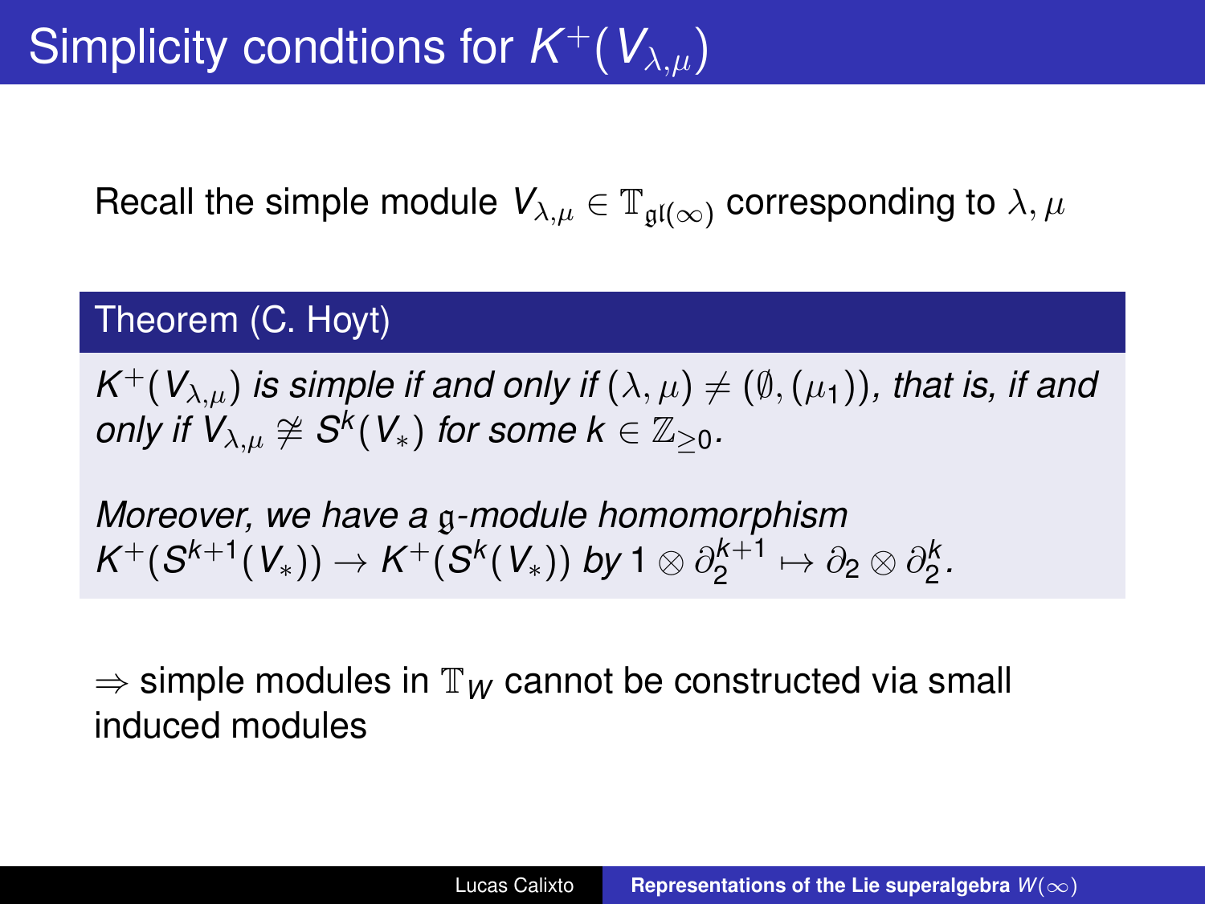# Simplicity condtions for $K^+(V_{\lambda,\mu})$

Recall the simple module $V_{\lambda,\mu} \in \mathbb{T}_{\mathfrak{gl}(\infty)}$ corresponding to $\lambda, \mu$

**Theorem (C. Hoyt)**

*$K^+(V_{\lambda,\mu})$ is simple if and only if $(\lambda, \mu) \neq (\emptyset, (\mu_1))$, that is, if and only if $V_{\lambda,\mu} \ncong S^k(V_*)$ for some $k \in \mathbb{Z}_{\geq 0}$.*

*Moreover, we have a $\mathfrak{g}$-module homomorphism $K^+(S^{k+1}(V_*)) \to K^+(S^k(V_*))$ by $1 \otimes \partial_2^{k+1} \mapsto \partial_2 \otimes \partial_2^k$.*

$\Rightarrow$ simple modules in $\mathbb{T}_W$ cannot be constructed via small induced modules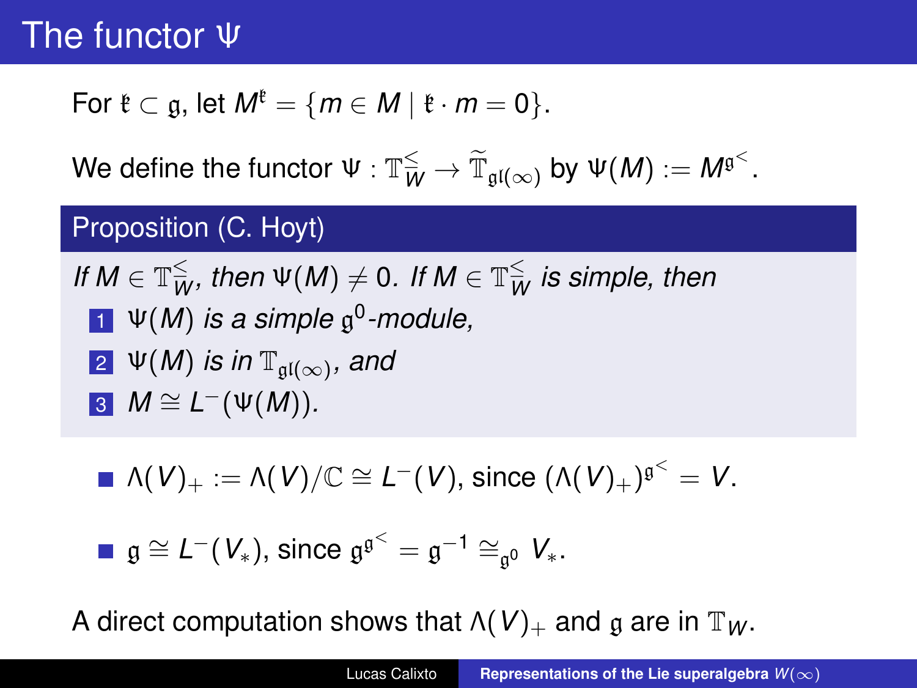# The functor $\Psi$

For $\mathfrak{k} \subset \mathfrak{g}$, let $M^{\mathfrak{k}} = \{m \in M \mid \mathfrak{k} \cdot m = 0\}$.

We define the functor $\Psi : \mathbb{T}_W^{\leq} \to \widetilde{\mathbb{T}}_{\mathfrak{gl}(\infty)}$ by $\Psi(M) := M^{\mathfrak{g}^<}$.

**Proposition (C. Hoyt)**

*If $M \in \mathbb{T}_W^{\leq}$, then $\Psi(M) \neq 0$. If $M \in \mathbb{T}_W^{\leq}$ is simple, then*

1. *$\Psi(M)$ is a simple $\mathfrak{g}^0$-module,*
2. *$\Psi(M)$ is in $\mathbb{T}_{\mathfrak{gl}(\infty)}$, and*
3. *$M \cong L^-(\Psi(M))$.*

- $\Lambda(V)_+ := \Lambda(V)/\mathbb{C} \cong L^-(V)$, since $(\Lambda(V)_+)^{\mathfrak{g}^<} = V$.
- $\mathfrak{g} \cong L^-(V_*)$, since $\mathfrak{g}^{\mathfrak{g}^<} = \mathfrak{g}^{-1} \cong_{\mathfrak{g}^0} V_*$.

A direct computation shows that $\Lambda(V)_+$ and $\mathfrak{g}$ are in $\mathbb{T}_W$.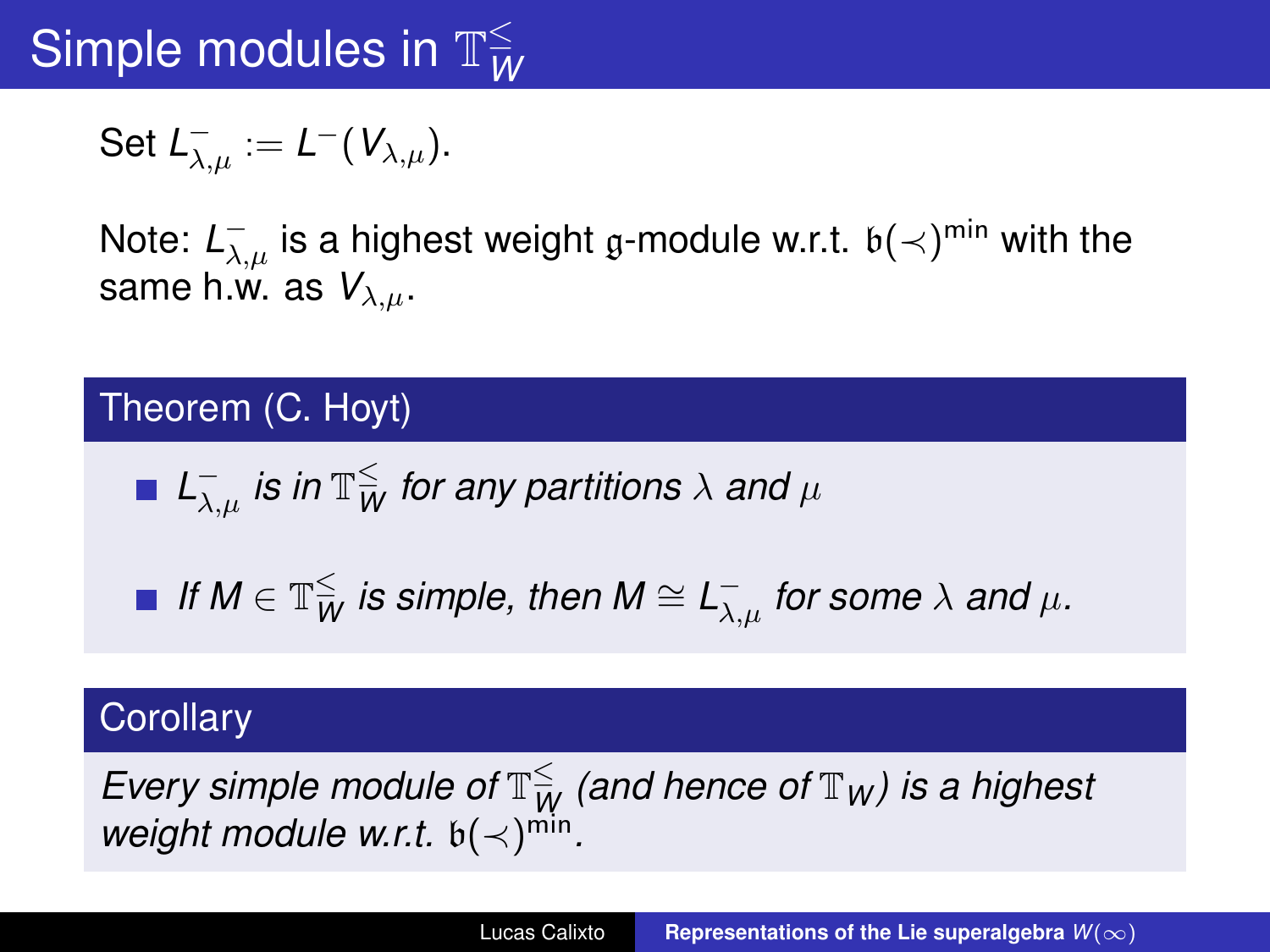# Simple modules in $\mathbb{T}_W^{\leq}$

Set $L^-_{\lambda,\mu} := L^-(V_{\lambda,\mu})$.

Note: $L^-_{\lambda,\mu}$ is a highest weight $\mathfrak{g}$-module w.r.t. $\mathfrak{b}(\prec)^{\min}$ with the same h.w. as $V_{\lambda,\mu}$.

**Theorem (C. Hoyt)**

- *$L^-_{\lambda,\mu}$ is in $\mathbb{T}_W^{\leq}$ for any partitions $\lambda$ and $\mu$*
- *If $M \in \mathbb{T}_W^{\leq}$ is simple, then $M \cong L^-_{\lambda,\mu}$ for some $\lambda$ and $\mu$.*

**Corollary**

*Every simple module of $\mathbb{T}_W^{\leq}$ (and hence of $\mathbb{T}_W$) is a highest weight module w.r.t. $\mathfrak{b}(\prec)^{\min}$.*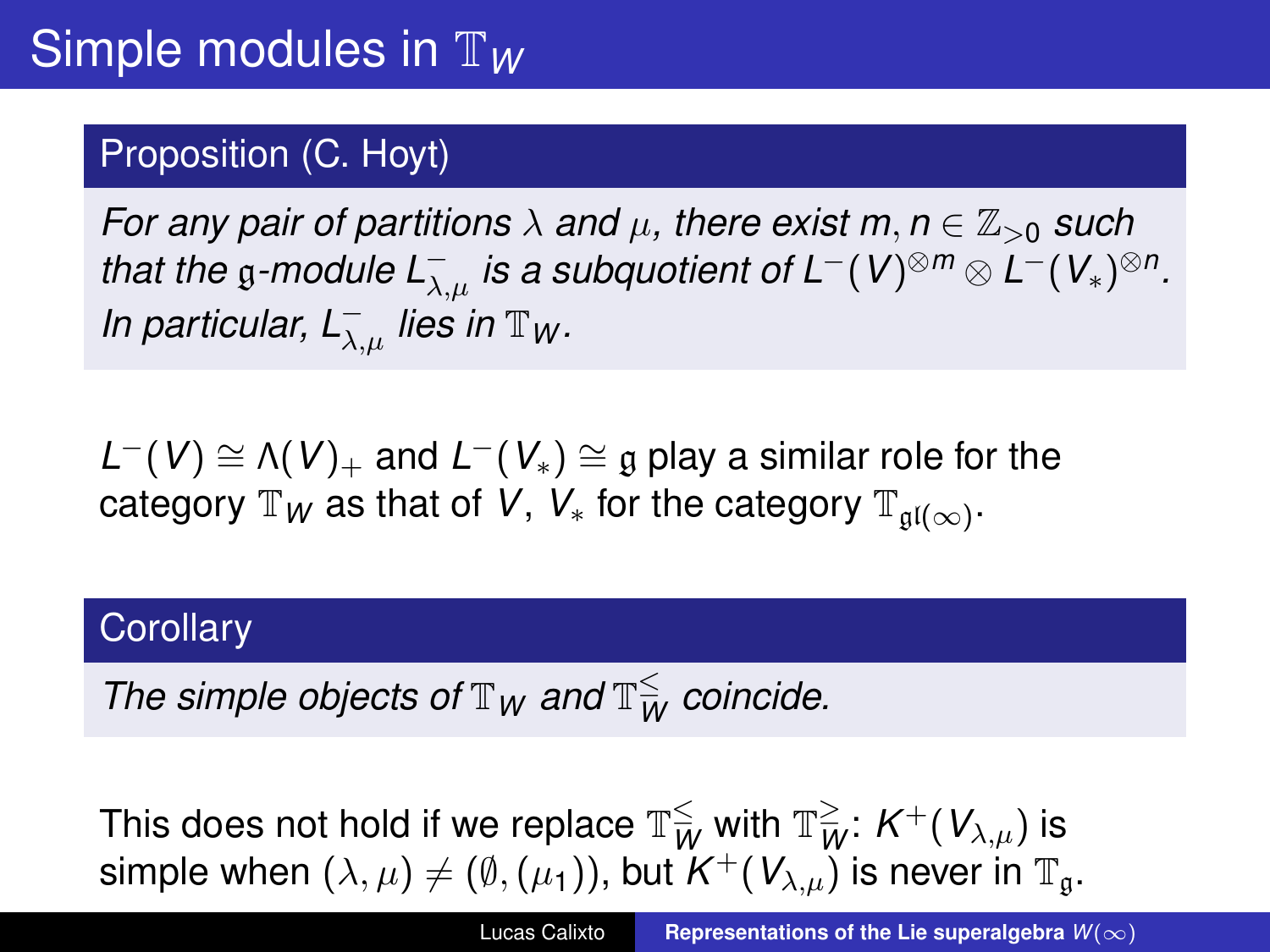# Simple modules in $\mathbb{T}_W$

**Proposition (C. Hoyt)**

*For any pair of partitions $\lambda$ and $\mu$, there exist $m, n \in \mathbb{Z}_{>0}$ such that the $\mathfrak{g}$-module $L^-_{\lambda,\mu}$ is a subquotient of $L^-(V)^{\otimes m} \otimes L^-(V_*)^{\otimes n}$. In particular, $L^-_{\lambda,\mu}$ lies in $\mathbb{T}_W$.*

$L^-(V) \cong \Lambda(V)_+$ and $L^-(V_*) \cong \mathfrak{g}$ play a similar role for the category $\mathbb{T}_W$ as that of $V$, $V_*$ for the category $\mathbb{T}_{\mathfrak{gl}(\infty)}$.

**Corollary**

*The simple objects of $\mathbb{T}_W$ and $\mathbb{T}_W^{\leq}$ coincide.*

This does not hold if we replace $\mathbb{T}_W^{\leq}$ with $\mathbb{T}_W^{\geq}$: $K^+(V_{\lambda,\mu})$ is simple when $(\lambda, \mu) \neq (\emptyset, (\mu_1))$, but $K^+(V_{\lambda,\mu})$ is never in $\mathbb{T}_{\mathfrak{g}}$.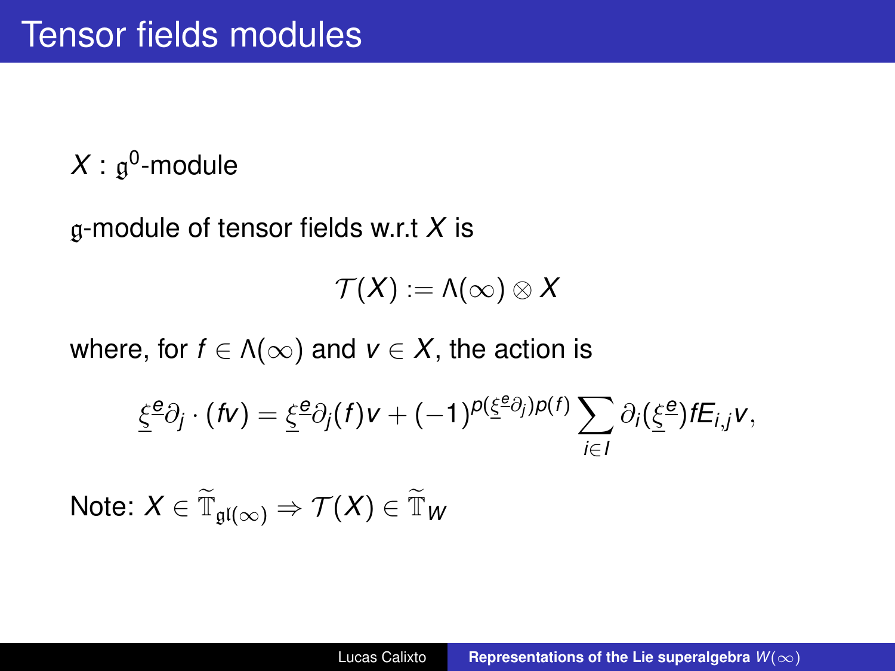# Tensor fields modules

$X$ : $\mathfrak{g}^0$-module

$\mathfrak{g}$-module of tensor fields w.r.t $X$ is

$$\mathcal{T}(X) := \Lambda(\infty) \otimes X$$

where, for $f \in \Lambda(\infty)$ and $v \in X$, the action is

$$\underline{\xi}^{\underline{e}}\partial_j \cdot (fv) = \underline{\xi}^{\underline{e}}\partial_j(f)v + (-1)^{p(\underline{\xi}^{\underline{e}}\partial_j)p(f)} \sum_{i \in I} \partial_i(\underline{\xi}^{\underline{e}}) f E_{i,j} v,$$

Note: $X \in \widetilde{\mathbb{T}}_{\mathfrak{gl}(\infty)} \Rightarrow \mathcal{T}(X) \in \widetilde{\mathbb{T}}_W$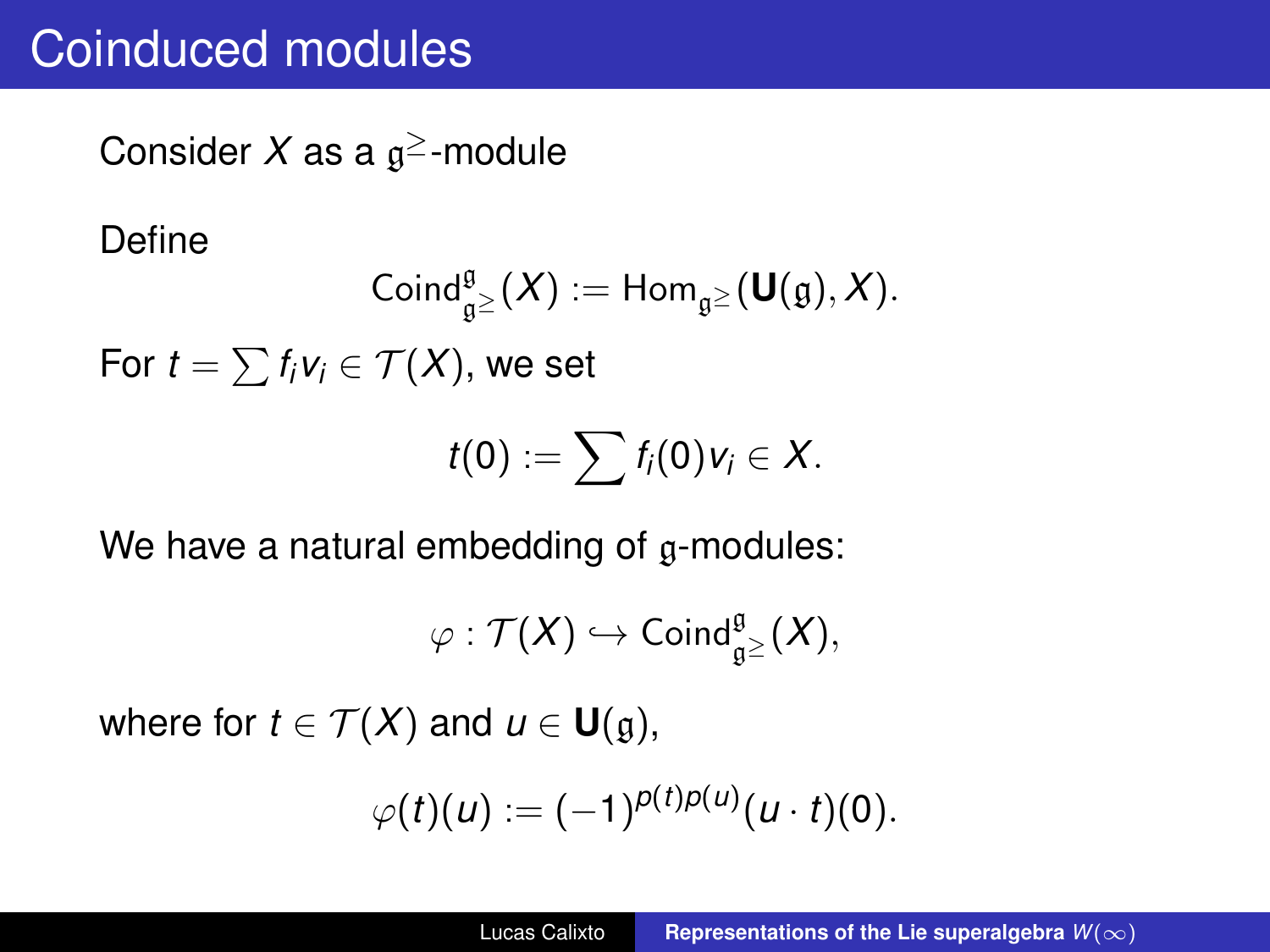# Coinduced modules

Consider $X$ as a $\mathfrak{g}^{\geq}$-module

Define

$$\mathrm{Coind}_{\mathfrak{g}^{\geq}}^{\mathfrak{g}}(X) := \mathrm{Hom}_{\mathfrak{g}^{\geq}}(\mathbf{U}(\mathfrak{g}), X).$$

For $t = \sum f_i v_i \in \mathcal{T}(X)$, we set

$$t(0) := \sum f_i(0) v_i \in X.$$

We have a natural embedding of $\mathfrak{g}$-modules:

$$\varphi : \mathcal{T}(X) \hookrightarrow \mathrm{Coind}_{\mathfrak{g}^{\geq}}^{\mathfrak{g}}(X),$$

where for $t \in \mathcal{T}(X)$ and $u \in \mathbf{U}(\mathfrak{g})$,

$$\varphi(t)(u) := (-1)^{p(t)p(u)}(u \cdot t)(0).$$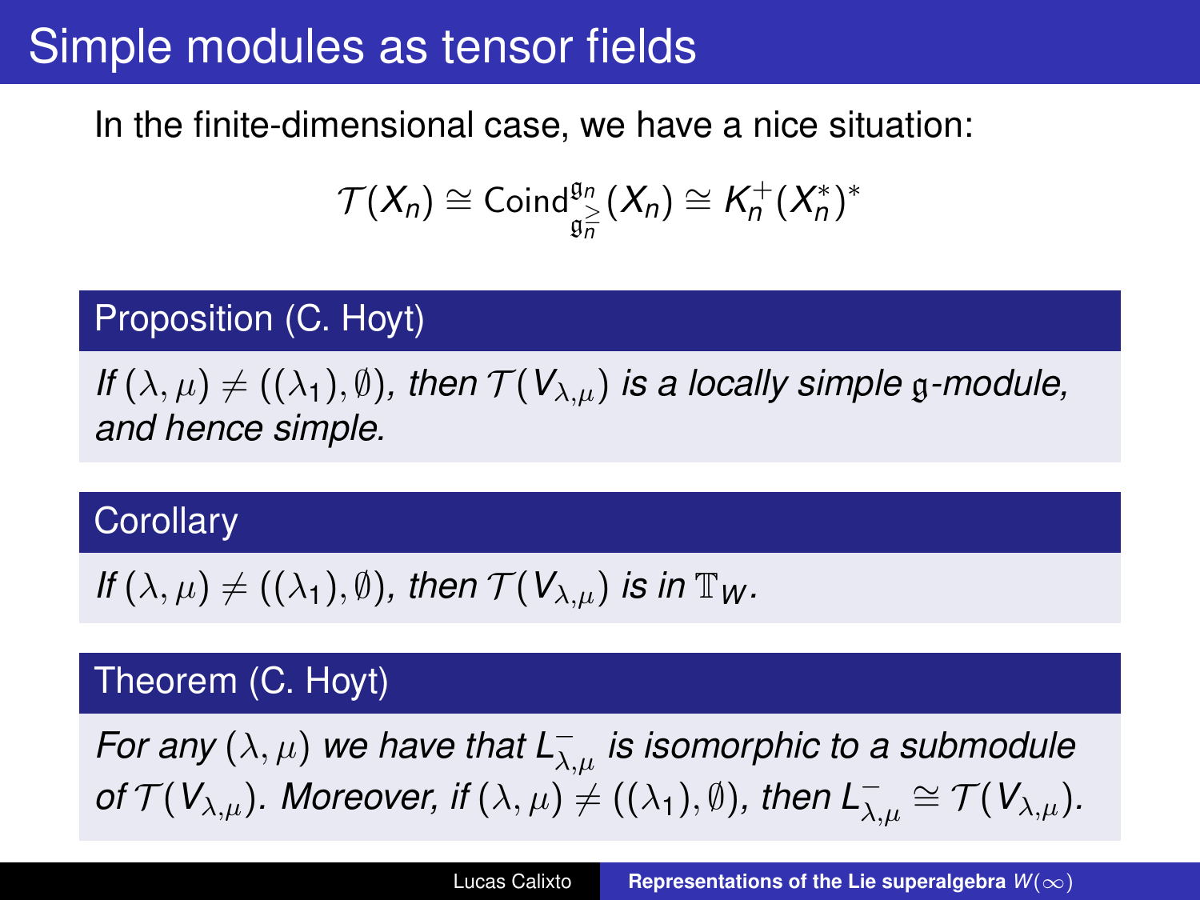# Simple modules as tensor fields

In the finite-dimensional case, we have a nice situation:

$$\mathcal{T}(X_n) \cong \mathrm{Coind}_{\mathfrak{g}_n^{\geq}}^{\mathfrak{g}_n}(X_n) \cong K_n^+(X_n^*)^*$$

**Proposition (C. Hoyt)**

*If $(\lambda, \mu) \neq ((\lambda_1), \emptyset)$, then $\mathcal{T}(V_{\lambda,\mu})$ is a locally simple $\mathfrak{g}$-module, and hence simple.*

**Corollary**

*If $(\lambda, \mu) \neq ((\lambda_1), \emptyset)$, then $\mathcal{T}(V_{\lambda,\mu})$ is in $\mathbb{T}_W$.*

**Theorem (C. Hoyt)**

*For any $(\lambda, \mu)$ we have that $L^-_{\lambda,\mu}$ is isomorphic to a submodule of $\mathcal{T}(V_{\lambda,\mu})$. Moreover, if $(\lambda, \mu) \neq ((\lambda_1), \emptyset)$, then $L^-_{\lambda,\mu} \cong \mathcal{T}(V_{\lambda,\mu})$.*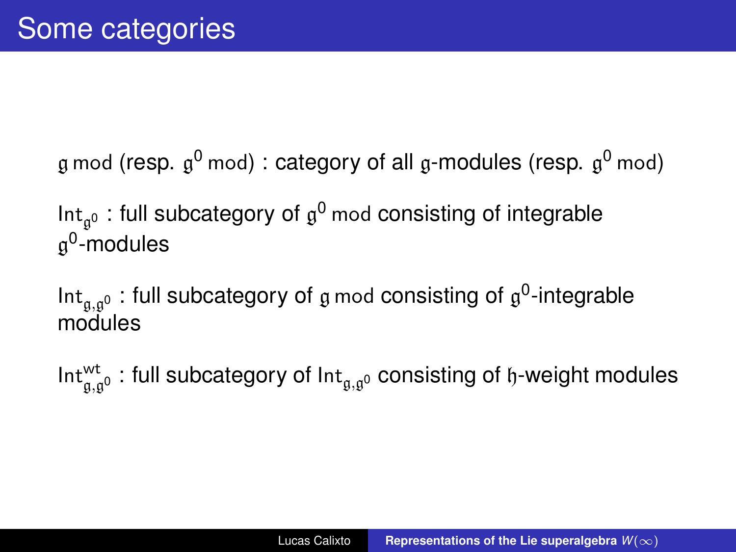# Some categories

$\mathfrak{g}\,\mathsf{mod}$ (resp. $\mathfrak{g}^0\,\mathsf{mod}$) : category of all $\mathfrak{g}$-modules (resp. $\mathfrak{g}^0\,\mathsf{mod}$)

$\mathsf{Int}_{\mathfrak{g}^0}$ : full subcategory of $\mathfrak{g}^0\,\mathsf{mod}$ consisting of integrable $\mathfrak{g}^0$-modules

$\mathsf{Int}_{\mathfrak{g},\mathfrak{g}^0}$ : full subcategory of $\mathfrak{g}\,\mathsf{mod}$ consisting of $\mathfrak{g}^0$-integrable modules

$\mathsf{Int}^{\mathsf{wt}}_{\mathfrak{g},\mathfrak{g}^0}$ : full subcategory of $\mathsf{Int}_{\mathfrak{g},\mathfrak{g}^0}$ consisting of $\mathfrak{h}$-weight modules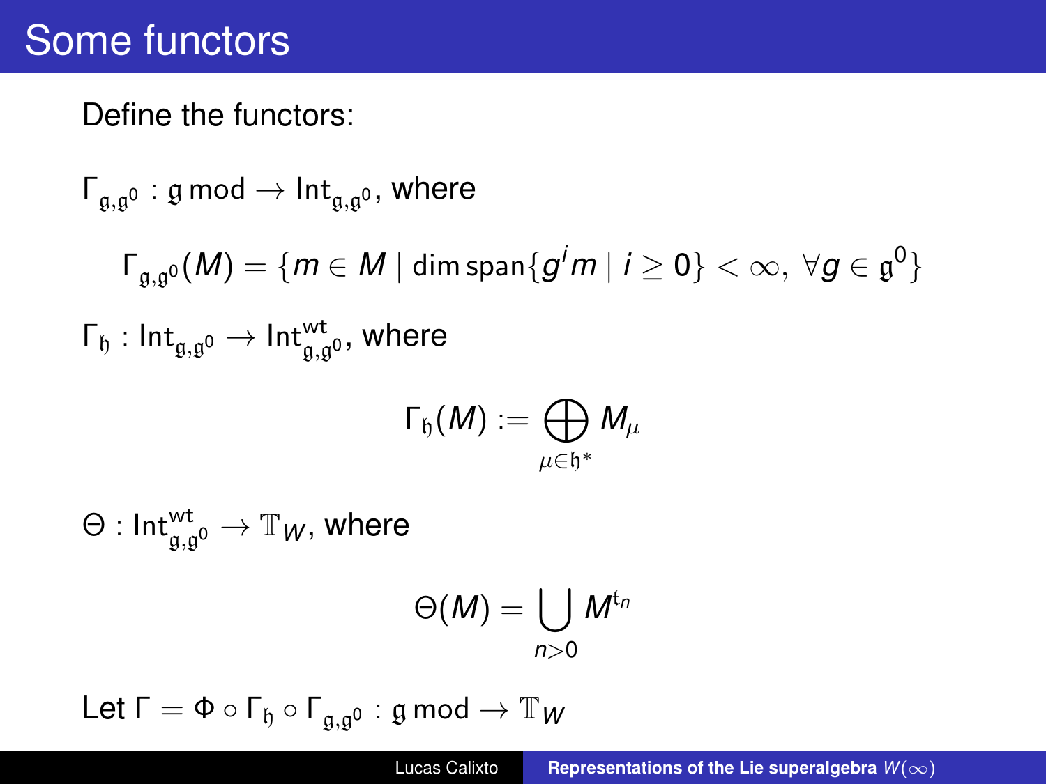# Some functors

Define the functors:

$\Gamma_{\mathfrak{g},\mathfrak{g}^0} : \mathfrak{g}\,\mathrm{mod} \to \mathrm{Int}_{\mathfrak{g},\mathfrak{g}^0}$, where

$$\Gamma_{\mathfrak{g},\mathfrak{g}^0}(M) = \{m \in M \mid \dim \operatorname{span}\{g^i m \mid i \geq 0\} < \infty,\ \forall g \in \mathfrak{g}^0\}$$

$\Gamma_{\mathfrak{h}} : \mathrm{Int}_{\mathfrak{g},\mathfrak{g}^0} \to \mathrm{Int}^{\mathrm{wt}}_{\mathfrak{g},\mathfrak{g}^0}$, where

$$\Gamma_{\mathfrak{h}}(M) := \bigoplus_{\mu \in \mathfrak{h}^*} M_\mu$$

$\Theta : \mathrm{Int}^{\mathrm{wt}}_{\mathfrak{g},\mathfrak{g}^0} \to \mathbb{T}_W$, where

$$\Theta(M) = \bigcup_{n>0} M^{\mathfrak{t}_n}$$

Let $\Gamma = \Phi \circ \Gamma_{\mathfrak{h}} \circ \Gamma_{\mathfrak{g},\mathfrak{g}^0} : \mathfrak{g}\,\mathrm{mod} \to \mathbb{T}_W$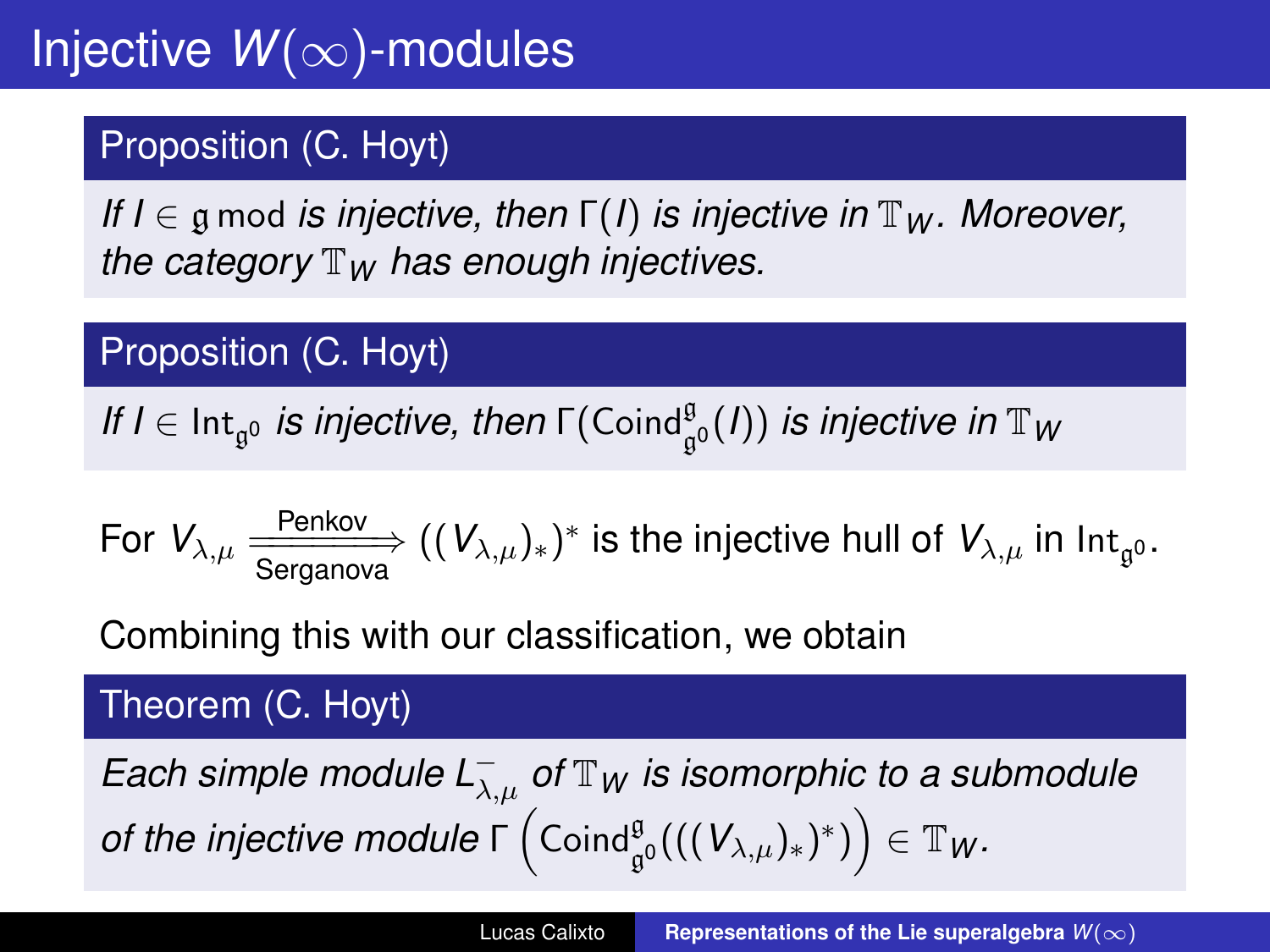# Injective $W(\infty)$-modules

**Proposition (C. Hoyt)**

*If $I \in \mathfrak{g}\,\mathrm{mod}$ is injective, then $\Gamma(I)$ is injective in $\mathbb{T}_W$. Moreover, the category $\mathbb{T}_W$ has enough injectives.*

**Proposition (C. Hoyt)**

*If $I \in \mathsf{Int}_{\mathfrak{g}^0}$ is injective, then $\Gamma(\mathsf{Coind}_{\mathfrak{g}^0}^{\mathfrak{g}}(I))$ is injective in $\mathbb{T}_W$*

For $V_{\lambda,\mu} \xRightarrow[\text{Serganova}]{\text{Penkov}} ((V_{\lambda,\mu})_*)^*$ is the injective hull of $V_{\lambda,\mu}$ in $\mathsf{Int}_{\mathfrak{g}^0}$.

Combining this with our classification, we obtain

**Theorem (C. Hoyt)**

*Each simple module $L^-_{\lambda,\mu}$ of $\mathbb{T}_W$ is isomorphic to a submodule of the injective module $\Gamma\left(\mathsf{Coind}_{\mathfrak{g}^0}^{\mathfrak{g}}(((V_{\lambda,\mu})_*)^*)\right) \in \mathbb{T}_W$.*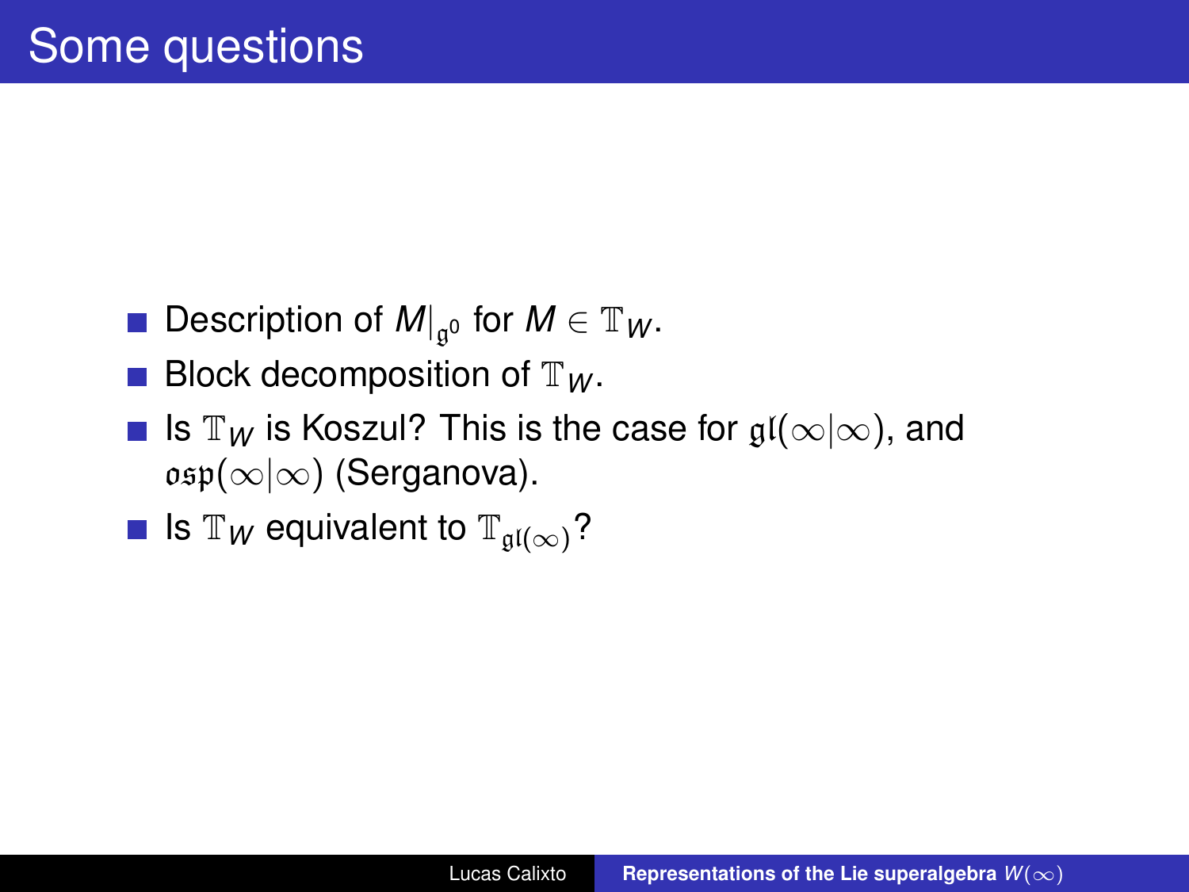# Some questions

- Description of $M|_{\mathfrak{g}^0}$ for $M \in \mathbb{T}_W$.
- Block decomposition of $\mathbb{T}_W$.
- Is $\mathbb{T}_W$ is Koszul? This is the case for $\mathfrak{gl}(\infty|\infty)$, and $\mathfrak{osp}(\infty|\infty)$ (Serganova).
- Is $\mathbb{T}_W$ equivalent to $\mathbb{T}_{\mathfrak{gl}(\infty)}$?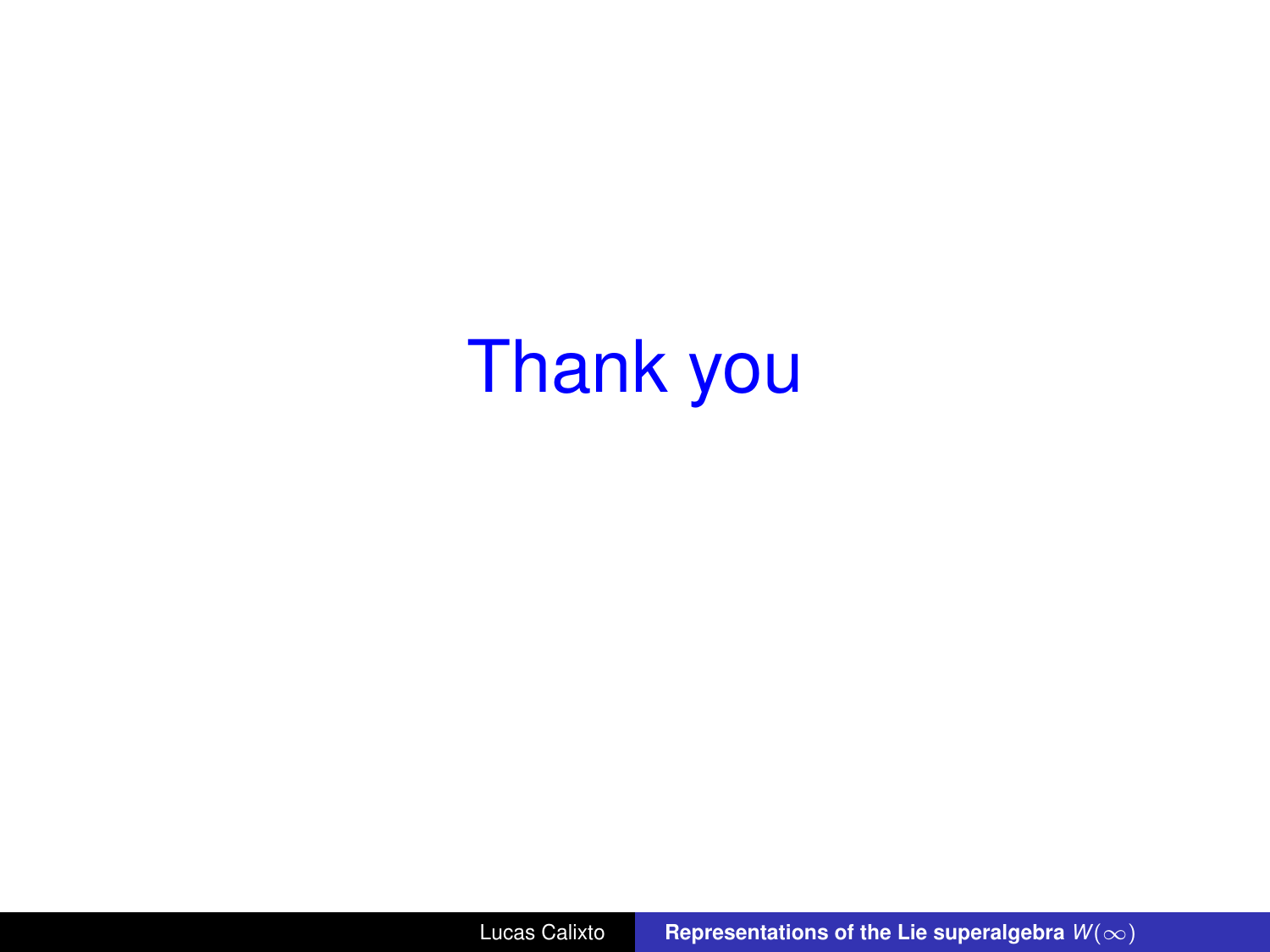# Thank you